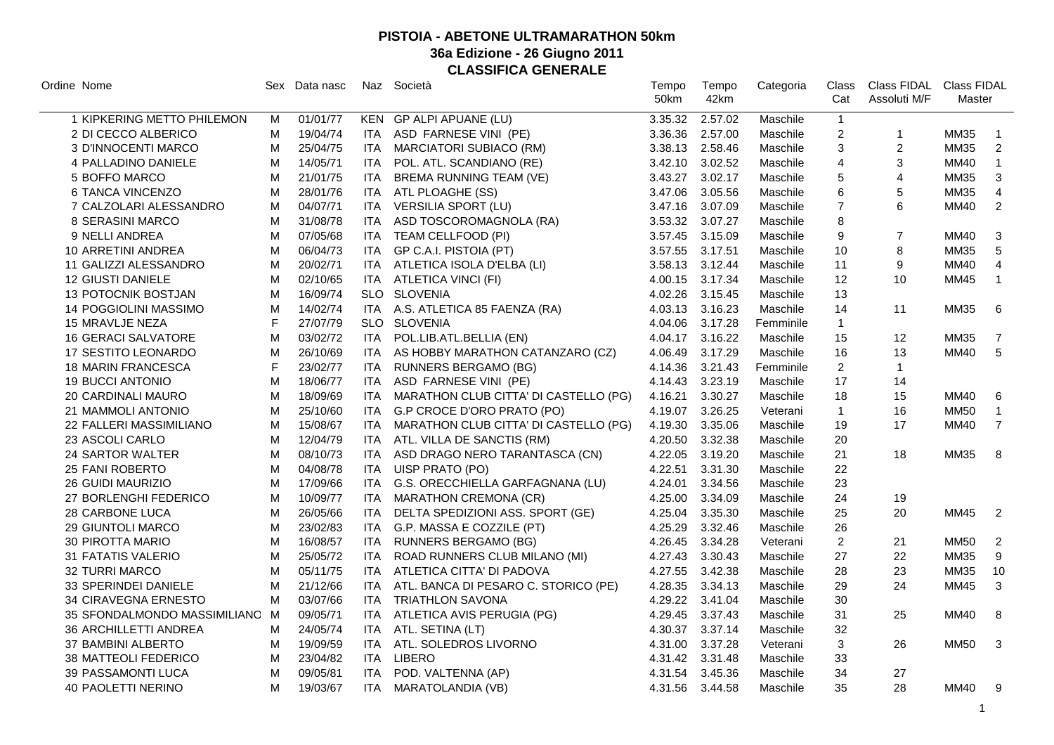# PISTOIA - ABETONE ULTRAMARATHON 50km

## 36a Edizione - 26 Giugno 2011

## CLASSIFICA GENERALE

| Ordine | Nome | Sex | Data nasc | Naz | Società | Tempo 50km | Tempo 42km | Categoria | Class Cat | Class FIDAL Assoluti M/F | Class FIDAL Master | |
|---|---|---|---|---|---|---|---|---|---|---|---|---|
| 1 | KIPKERING METTO PHILEMON | M | 01/01/77 | KEN | GP ALPI APUANE (LU) | 3.35.32 | 2.57.02 | Maschile | 1 | | | |
| 2 | DI CECCO ALBERICO | M | 19/04/74 | ITA | ASD FARNESE VINI (PE) | 3.36.36 | 2.57.00 | Maschile | 2 | 1 | MM35 | 1 |
| 3 | D'INNOCENTI MARCO | M | 25/04/75 | ITA | MARCIATORI SUBIACO (RM) | 3.38.13 | 2.58.46 | Maschile | 3 | 2 | MM35 | 2 |
| 4 | PALLADINO DANIELE | M | 14/05/71 | ITA | POL. ATL. SCANDIANO (RE) | 3.42.10 | 3.02.52 | Maschile | 4 | 3 | MM40 | 1 |
| 5 | BOFFO MARCO | M | 21/01/75 | ITA | BREMA RUNNING TEAM (VE) | 3.43.27 | 3.02.17 | Maschile | 5 | 4 | MM35 | 3 |
| 6 | TANCA VINCENZO | M | 28/01/76 | ITA | ATL PLOAGHE (SS) | 3.47.06 | 3.05.56 | Maschile | 6 | 5 | MM35 | 4 |
| 7 | CALZOLARI ALESSANDRO | M | 04/07/71 | ITA | VERSILIA SPORT (LU) | 3.47.16 | 3.07.09 | Maschile | 7 | 6 | MM40 | 2 |
| 8 | SERASINI MARCO | M | 31/08/78 | ITA | ASD TOSCOROMAGNOLA (RA) | 3.53.32 | 3.07.27 | Maschile | 8 | | | |
| 9 | NELLI ANDREA | M | 07/05/68 | ITA | TEAM CELLFOOD (PI) | 3.57.45 | 3.15.09 | Maschile | 9 | 7 | MM40 | 3 |
| 10 | ARRETINI ANDREA | M | 06/04/73 | ITA | GP C.A.I. PISTOIA (PT) | 3.57.55 | 3.17.51 | Maschile | 10 | 8 | MM35 | 5 |
| 11 | GALIZZI ALESSANDRO | M | 20/02/71 | ITA | ATLETICA ISOLA D'ELBA (LI) | 3.58.13 | 3.12.44 | Maschile | 11 | 9 | MM40 | 4 |
| 12 | GIUSTI DANIELE | M | 02/10/65 | ITA | ATLETICA VINCI (FI) | 4.00.15 | 3.17.34 | Maschile | 12 | 10 | MM45 | 1 |
| 13 | POTOCNIK BOSTJAN | M | 16/09/74 | SLO | SLOVENIA | 4.02.26 | 3.15.45 | Maschile | 13 | | | |
| 14 | POGGIOLINI MASSIMO | M | 14/02/74 | ITA | A.S. ATLETICA 85 FAENZA (RA) | 4.03.13 | 3.16.23 | Maschile | 14 | 11 | MM35 | 6 |
| 15 | MRAVLJE NEZA | F | 27/07/79 | SLO | SLOVENIA | 4.04.06 | 3.17.28 | Femminile | 1 | | | |
| 16 | GERACI SALVATORE | M | 03/02/72 | ITA | POL.LIB.ATL.BELLIA (EN) | 4.04.17 | 3.16.22 | Maschile | 15 | 12 | MM35 | 7 |
| 17 | SESTITO LEONARDO | M | 26/10/69 | ITA | AS HOBBY MARATHON CATANZARO (CZ) | 4.06.49 | 3.17.29 | Maschile | 16 | 13 | MM40 | 5 |
| 18 | MARIN FRANCESCA | F | 23/02/77 | ITA | RUNNERS BERGAMO (BG) | 4.14.36 | 3.21.43 | Femminile | 2 | 1 | | |
| 19 | BUCCI ANTONIO | M | 18/06/77 | ITA | ASD FARNESE VINI (PE) | 4.14.43 | 3.23.19 | Maschile | 17 | 14 | | |
| 20 | CARDINALI MAURO | M | 18/09/69 | ITA | MARATHON CLUB CITTA' DI CASTELLO (PG) | 4.16.21 | 3.30.27 | Maschile | 18 | 15 | MM40 | 6 |
| 21 | MAMMOLI ANTONIO | M | 25/10/60 | ITA | G.P CROCE D'ORO PRATO (PO) | 4.19.07 | 3.26.25 | Veterani | 1 | 16 | MM50 | 1 |
| 22 | FALLERI MASSIMILIANO | M | 15/08/67 | ITA | MARATHON CLUB CITTA' DI CASTELLO (PG) | 4.19.30 | 3.35.06 | Maschile | 19 | 17 | MM40 | 7 |
| 23 | ASCOLI CARLO | M | 12/04/79 | ITA | ATL. VILLA DE SANCTIS (RM) | 4.20.50 | 3.32.38 | Maschile | 20 | | | |
| 24 | SARTOR WALTER | M | 08/10/73 | ITA | ASD DRAGO NERO TARANTASCA (CN) | 4.22.05 | 3.19.20 | Maschile | 21 | 18 | MM35 | 8 |
| 25 | FANI ROBERTO | M | 04/08/78 | ITA | UISP PRATO (PO) | 4.22.51 | 3.31.30 | Maschile | 22 | | | |
| 26 | GUIDI MAURIZIO | M | 17/09/66 | ITA | G.S. ORECCHIELLA GARFAGNANA (LU) | 4.24.01 | 3.34.56 | Maschile | 23 | | | |
| 27 | BORLENGHI FEDERICO | M | 10/09/77 | ITA | MARATHON CREMONA (CR) | 4.25.00 | 3.34.09 | Maschile | 24 | 19 | | |
| 28 | CARBONE LUCA | M | 26/05/66 | ITA | DELTA SPEDIZIONI ASS. SPORT (GE) | 4.25.04 | 3.35.30 | Maschile | 25 | 20 | MM45 | 2 |
| 29 | GIUNTOLI MARCO | M | 23/02/83 | ITA | G.P. MASSA E COZZILE (PT) | 4.25.29 | 3.32.46 | Maschile | 26 | | | |
| 30 | PIROTTA MARIO | M | 16/08/57 | ITA | RUNNERS BERGAMO (BG) | 4.26.45 | 3.34.28 | Veterani | 2 | 21 | MM50 | 2 |
| 31 | FATATIS VALERIO | M | 25/05/72 | ITA | ROAD RUNNERS CLUB MILANO (MI) | 4.27.43 | 3.30.43 | Maschile | 27 | 22 | MM35 | 9 |
| 32 | TURRI MARCO | M | 05/11/75 | ITA | ATLETICA CITTA' DI PADOVA | 4.27.55 | 3.42.38 | Maschile | 28 | 23 | MM35 | 10 |
| 33 | SPERINDEI DANIELE | M | 21/12/66 | ITA | ATL. BANCA DI PESARO C. STORICO (PE) | 4.28.35 | 3.34.13 | Maschile | 29 | 24 | MM45 | 3 |
| 34 | CIRAVEGNA ERNESTO | M | 03/07/66 | ITA | TRIATHLON SAVONA | 4.29.22 | 3.41.04 | Maschile | 30 | | | |
| 35 | SFONDALMONDO MASSIMILIANO | M | 09/05/71 | ITA | ATLETICA AVIS PERUGIA (PG) | 4.29.45 | 3.37.43 | Maschile | 31 | 25 | MM40 | 8 |
| 36 | ARCHILLETTI ANDREA | M | 24/05/74 | ITA | ATL. SETINA (LT) | 4.30.37 | 3.37.14 | Maschile | 32 | | | |
| 37 | BAMBINI ALBERTO | M | 19/09/59 | ITA | ATL. SOLEDROS LIVORNO | 4.31.00 | 3.37.28 | Veterani | 3 | 26 | MM50 | 3 |
| 38 | MATTEOLI FEDERICO | M | 23/04/82 | ITA | LIBERO | 4.31.42 | 3.31.48 | Maschile | 33 | | | |
| 39 | PASSAMONTI LUCA | M | 09/05/81 | ITA | POD. VALTENNA (AP) | 4.31.54 | 3.45.36 | Maschile | 34 | 27 | | |
| 40 | PAOLETTI NERINO | M | 19/03/67 | ITA | MARATOLANDIA (VB) | 4.31.56 | 3.44.58 | Maschile | 35 | 28 | MM40 | 9 |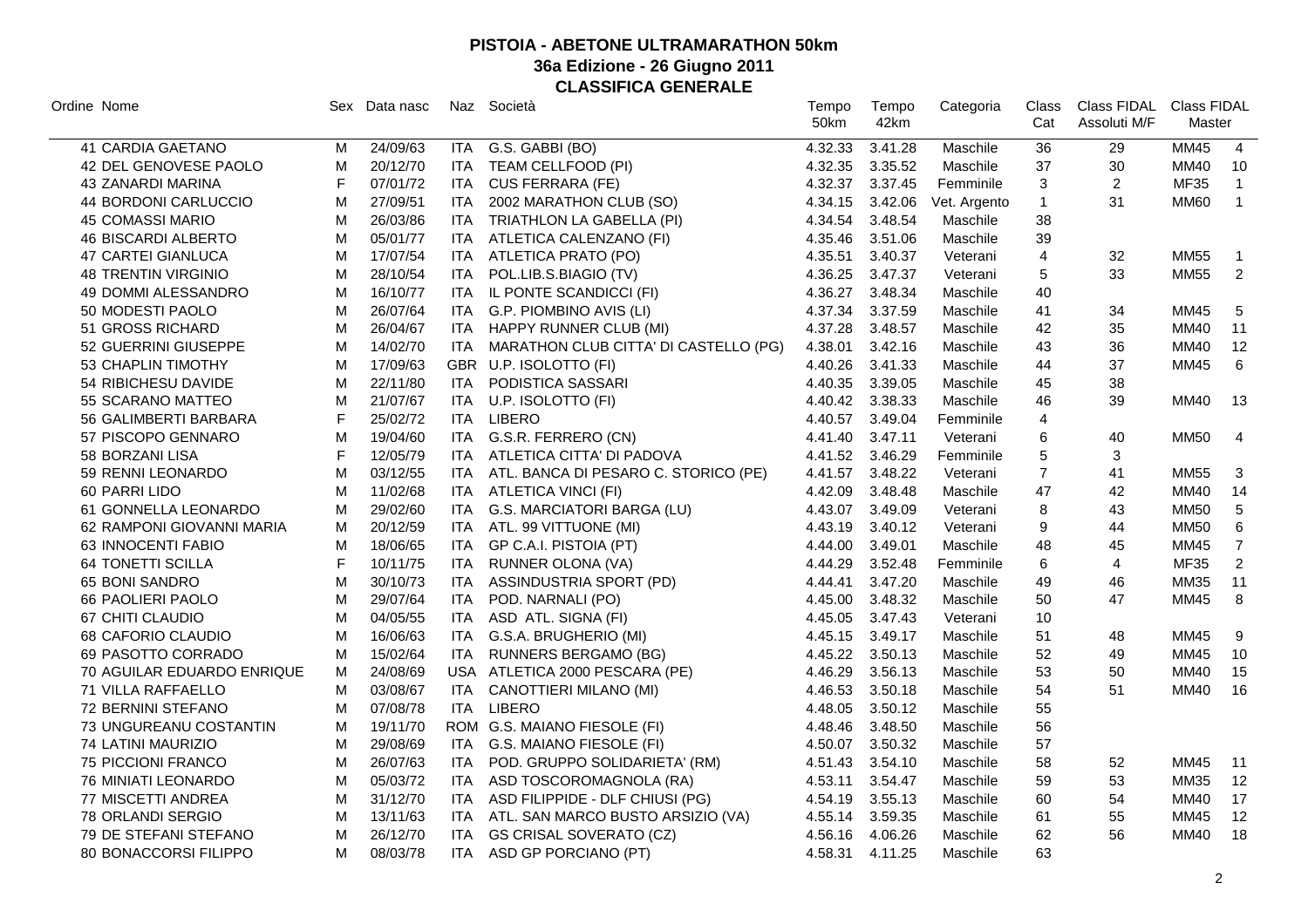# PISTOIA - ABETONE ULTRAMARATHON 50km

## 36a Edizione - 26 Giugno 2011

## CLASSIFICA GENERALE

| Ordine | Nome | Sex | Data nasc | Naz | Società | Tempo 50km | Tempo 42km | Categoria | Class Cat | Class FIDAL Assoluti M/F | Class FIDAL Master | |
|---|---|---|---|---|---|---|---|---|---|---|---|---|
| 41 | CARDIA GAETANO | M | 24/09/63 | ITA | G.S. GABBI (BO) | 4.32.33 | 3.41.28 | Maschile | 36 | 29 | MM45 | 4 |
| 42 | DEL GENOVESE PAOLO | M | 20/12/70 | ITA | TEAM CELLFOOD (PI) | 4.32.35 | 3.35.52 | Maschile | 37 | 30 | MM40 | 10 |
| 43 | ZANARDI MARINA | F | 07/01/72 | ITA | CUS FERRARA (FE) | 4.32.37 | 3.37.45 | Femminile | 3 | 2 | MF35 | 1 |
| 44 | BORDONI CARLUCCIO | M | 27/09/51 | ITA | 2002 MARATHON CLUB (SO) | 4.34.15 | 3.42.06 | Vet. Argento | 1 | 31 | MM60 | 1 |
| 45 | COMASSI MARIO | M | 26/03/86 | ITA | TRIATHLON LA GABELLA (PI) | 4.34.54 | 3.48.54 | Maschile | 38 | | | |
| 46 | BISCARDI ALBERTO | M | 05/01/77 | ITA | ATLETICA CALENZANO (FI) | 4.35.46 | 3.51.06 | Maschile | 39 | | | |
| 47 | CARTEI GIANLUCA | M | 17/07/54 | ITA | ATLETICA PRATO (PO) | 4.35.51 | 3.40.37 | Veterani | 4 | 32 | MM55 | 1 |
| 48 | TRENTIN VIRGINIO | M | 28/10/54 | ITA | POL.LIB.S.BIAGIO (TV) | 4.36.25 | 3.47.37 | Veterani | 5 | 33 | MM55 | 2 |
| 49 | DOMMI ALESSANDRO | M | 16/10/77 | ITA | IL PONTE SCANDICCI (FI) | 4.36.27 | 3.48.34 | Maschile | 40 | | | |
| 50 | MODESTI PAOLO | M | 26/07/64 | ITA | G.P. PIOMBINO AVIS (LI) | 4.37.34 | 3.37.59 | Maschile | 41 | 34 | MM45 | 5 |
| 51 | GROSS RICHARD | M | 26/04/67 | ITA | HAPPY RUNNER CLUB (MI) | 4.37.28 | 3.48.57 | Maschile | 42 | 35 | MM40 | 11 |
| 52 | GUERRINI GIUSEPPE | M | 14/02/70 | ITA | MARATHON CLUB CITTA' DI CASTELLO (PG) | 4.38.01 | 3.42.16 | Maschile | 43 | 36 | MM40 | 12 |
| 53 | CHAPLIN TIMOTHY | M | 17/09/63 | GBR | U.P. ISOLOTTO (FI) | 4.40.26 | 3.41.33 | Maschile | 44 | 37 | MM45 | 6 |
| 54 | RIBICHESU DAVIDE | M | 22/11/80 | ITA | PODISTICA SASSARI | 4.40.35 | 3.39.05 | Maschile | 45 | 38 | | |
| 55 | SCARANO MATTEO | M | 21/07/67 | ITA | U.P. ISOLOTTO (FI) | 4.40.42 | 3.38.33 | Maschile | 46 | 39 | MM40 | 13 |
| 56 | GALIMBERTI BARBARA | F | 25/02/72 | ITA | LIBERO | 4.40.57 | 3.49.04 | Femminile | 4 | | | |
| 57 | PISCOPO GENNARO | M | 19/04/60 | ITA | G.S.R. FERRERO (CN) | 4.41.40 | 3.47.11 | Veterani | 6 | 40 | MM50 | 4 |
| 58 | BORZANI LISA | F | 12/05/79 | ITA | ATLETICA CITTA' DI PADOVA | 4.41.52 | 3.46.29 | Femminile | 5 | 3 | | |
| 59 | RENNI LEONARDO | M | 03/12/55 | ITA | ATL. BANCA DI PESARO C. STORICO (PE) | 4.41.57 | 3.48.22 | Veterani | 7 | 41 | MM55 | 3 |
| 60 | PARRI LIDO | M | 11/02/68 | ITA | ATLETICA VINCI (FI) | 4.42.09 | 3.48.48 | Maschile | 47 | 42 | MM40 | 14 |
| 61 | GONNELLA LEONARDO | M | 29/02/60 | ITA | G.S. MARCIATORI BARGA (LU) | 4.43.07 | 3.49.09 | Veterani | 8 | 43 | MM50 | 5 |
| 62 | RAMPONI GIOVANNI MARIA | M | 20/12/59 | ITA | ATL. 99 VITTUONE (MI) | 4.43.19 | 3.40.12 | Veterani | 9 | 44 | MM50 | 6 |
| 63 | INNOCENTI FABIO | M | 18/06/65 | ITA | GP C.A.I. PISTOIA (PT) | 4.44.00 | 3.49.01 | Maschile | 48 | 45 | MM45 | 7 |
| 64 | TONETTI SCILLA | F | 10/11/75 | ITA | RUNNER OLONA (VA) | 4.44.29 | 3.52.48 | Femminile | 6 | 4 | MF35 | 2 |
| 65 | BONI SANDRO | M | 30/10/73 | ITA | ASSINDUSTRIA SPORT (PD) | 4.44.41 | 3.47.20 | Maschile | 49 | 46 | MM35 | 11 |
| 66 | PAOLIERI PAOLO | M | 29/07/64 | ITA | POD. NARNALI (PO) | 4.45.00 | 3.48.32 | Maschile | 50 | 47 | MM45 | 8 |
| 67 | CHITI CLAUDIO | M | 04/05/55 | ITA | ASD ATL. SIGNA (FI) | 4.45.05 | 3.47.43 | Veterani | 10 | | | |
| 68 | CAFORIO CLAUDIO | M | 16/06/63 | ITA | G.S.A. BRUGHERIO (MI) | 4.45.15 | 3.49.17 | Maschile | 51 | 48 | MM45 | 9 |
| 69 | PASOTTO CORRADO | M | 15/02/64 | ITA | RUNNERS BERGAMO (BG) | 4.45.22 | 3.50.13 | Maschile | 52 | 49 | MM45 | 10 |
| 70 | AGUILAR EDUARDO ENRIQUE | M | 24/08/69 | USA | ATLETICA 2000 PESCARA (PE) | 4.46.29 | 3.56.13 | Maschile | 53 | 50 | MM40 | 15 |
| 71 | VILLA RAFFAELLO | M | 03/08/67 | ITA | CANOTTIERI MILANO (MI) | 4.46.53 | 3.50.18 | Maschile | 54 | 51 | MM40 | 16 |
| 72 | BERNINI STEFANO | M | 07/08/78 | ITA | LIBERO | 4.48.05 | 3.50.12 | Maschile | 55 | | | |
| 73 | UNGUREANU COSTANTIN | M | 19/11/70 | ROM | G.S. MAIANO FIESOLE (FI) | 4.48.46 | 3.48.50 | Maschile | 56 | | | |
| 74 | LATINI MAURIZIO | M | 29/08/69 | ITA | G.S. MAIANO FIESOLE (FI) | 4.50.07 | 3.50.32 | Maschile | 57 | | | |
| 75 | PICCIONI FRANCO | M | 26/07/63 | ITA | POD. GRUPPO SOLIDARIETA' (RM) | 4.51.43 | 3.54.10 | Maschile | 58 | 52 | MM45 | 11 |
| 76 | MINIATI LEONARDO | M | 05/03/72 | ITA | ASD TOSCOROMAGNOLA (RA) | 4.53.11 | 3.54.47 | Maschile | 59 | 53 | MM35 | 12 |
| 77 | MISCETTI ANDREA | M | 31/12/70 | ITA | ASD FILIPPIDE - DLF CHIUSI (PG) | 4.54.19 | 3.55.13 | Maschile | 60 | 54 | MM40 | 17 |
| 78 | ORLANDI SERGIO | M | 13/11/63 | ITA | ATL. SAN MARCO BUSTO ARSIZIO (VA) | 4.55.14 | 3.59.35 | Maschile | 61 | 55 | MM45 | 12 |
| 79 | DE STEFANI STEFANO | M | 26/12/70 | ITA | GS CRISAL SOVERATO (CZ) | 4.56.16 | 4.06.26 | Maschile | 62 | 56 | MM40 | 18 |
| 80 | BONACCORSI FILIPPO | M | 08/03/78 | ITA | ASD GP PORCIANO (PT) | 4.58.31 | 4.11.25 | Maschile | 63 | | | |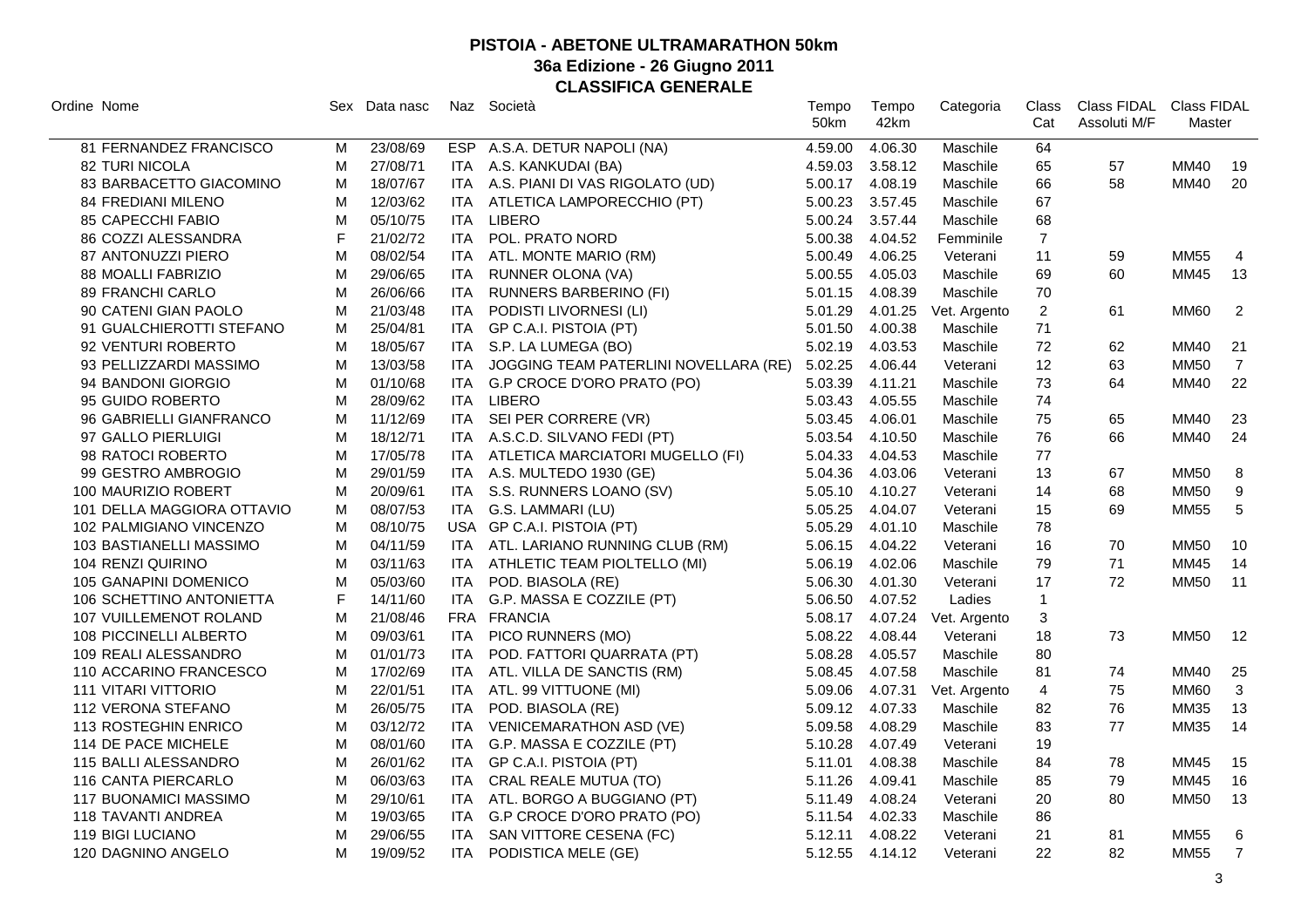# PISTOIA - ABETONE ULTRAMARATHON 50km

## 36a Edizione - 26 Giugno 2011

## CLASSIFICA GENERALE

| Ordine | Nome | Sex | Data nasc | Naz | Società | Tempo 50km | Tempo 42km | Categoria | Class Cat | Class FIDAL Assoluti M/F | Class FIDAL Master | |
|---|---|---|---|---|---|---|---|---|---|---|---|---|
| 81 | FERNANDEZ FRANCISCO | M | 23/08/69 | ESP | A.S.A. DETUR NAPOLI (NA) | 4.59.00 | 4.06.30 | Maschile | 64 | | | |
| 82 | TURI NICOLA | M | 27/08/71 | ITA | A.S. KANKUDAI (BA) | 4.59.03 | 3.58.12 | Maschile | 65 | 57 | MM40 | 19 |
| 83 | BARBACETTO GIACOMINO | M | 18/07/67 | ITA | A.S. PIANI DI VAS RIGOLATO (UD) | 5.00.17 | 4.08.19 | Maschile | 66 | 58 | MM40 | 20 |
| 84 | FREDIANI MILENO | M | 12/03/62 | ITA | ATLETICA LAMPORECCHIO (PT) | 5.00.23 | 3.57.45 | Maschile | 67 | | | |
| 85 | CAPECCHI FABIO | M | 05/10/75 | ITA | LIBERO | 5.00.24 | 3.57.44 | Maschile | 68 | | | |
| 86 | COZZI ALESSANDRA | F | 21/02/72 | ITA | POL. PRATO NORD | 5.00.38 | 4.04.52 | Femminile | 7 | | | |
| 87 | ANTONUZZI PIERO | M | 08/02/54 | ITA | ATL. MONTE MARIO (RM) | 5.00.49 | 4.06.25 | Veterani | 11 | 59 | MM55 | 4 |
| 88 | MOALLI FABRIZIO | M | 29/06/65 | ITA | RUNNER OLONA (VA) | 5.00.55 | 4.05.03 | Maschile | 69 | 60 | MM45 | 13 |
| 89 | FRANCHI CARLO | M | 26/06/66 | ITA | RUNNERS BARBERINO (FI) | 5.01.15 | 4.08.39 | Maschile | 70 | | | |
| 90 | CATENI GIAN PAOLO | M | 21/03/48 | ITA | PODISTI LIVORNESI (LI) | 5.01.29 | 4.01.25 | Vet. Argento | 2 | 61 | MM60 | 2 |
| 91 | GUALCHIEROTTI STEFANO | M | 25/04/81 | ITA | GP C.A.I. PISTOIA (PT) | 5.01.50 | 4.00.38 | Maschile | 71 | | | |
| 92 | VENTURI ROBERTO | M | 18/05/67 | ITA | S.P. LA LUMEGA (BO) | 5.02.19 | 4.03.53 | Maschile | 72 | 62 | MM40 | 21 |
| 93 | PELLIZZARDI MASSIMO | M | 13/03/58 | ITA | JOGGING TEAM PATERLINI NOVELLARA (RE) | 5.02.25 | 4.06.44 | Veterani | 12 | 63 | MM50 | 7 |
| 94 | BANDONI GIORGIO | M | 01/10/68 | ITA | G.P CROCE D'ORO PRATO (PO) | 5.03.39 | 4.11.21 | Maschile | 73 | 64 | MM40 | 22 |
| 95 | GUIDO ROBERTO | M | 28/09/62 | ITA | LIBERO | 5.03.43 | 4.05.55 | Maschile | 74 | | | |
| 96 | GABRIELLI GIANFRANCO | M | 11/12/69 | ITA | SEI PER CORRERE (VR) | 5.03.45 | 4.06.01 | Maschile | 75 | 65 | MM40 | 23 |
| 97 | GALLO PIERLUIGI | M | 18/12/71 | ITA | A.S.C.D. SILVANO FEDI (PT) | 5.03.54 | 4.10.50 | Maschile | 76 | 66 | MM40 | 24 |
| 98 | RATOCI ROBERTO | M | 17/05/78 | ITA | ATLETICA MARCIATORI MUGELLO (FI) | 5.04.33 | 4.04.53 | Maschile | 77 | | | |
| 99 | GESTRO AMBROGIO | M | 29/01/59 | ITA | A.S. MULTEDO 1930 (GE) | 5.04.36 | 4.03.06 | Veterani | 13 | 67 | MM50 | 8 |
| 100 | MAURIZIO ROBERT | M | 20/09/61 | ITA | S.S. RUNNERS LOANO (SV) | 5.05.10 | 4.10.27 | Veterani | 14 | 68 | MM50 | 9 |
| 101 | DELLA MAGGIORA OTTAVIO | M | 08/07/53 | ITA | G.S. LAMMARI (LU) | 5.05.25 | 4.04.07 | Veterani | 15 | 69 | MM55 | 5 |
| 102 | PALMIGIANO VINCENZO | M | 08/10/75 | USA | GP C.A.I. PISTOIA (PT) | 5.05.29 | 4.01.10 | Maschile | 78 | | | |
| 103 | BASTIANELLI MASSIMO | M | 04/11/59 | ITA | ATL. LARIANO RUNNING CLUB (RM) | 5.06.15 | 4.04.22 | Veterani | 16 | 70 | MM50 | 10 |
| 104 | RENZI QUIRINO | M | 03/11/63 | ITA | ATHLETIC TEAM PIOLTELLO (MI) | 5.06.19 | 4.02.06 | Maschile | 79 | 71 | MM45 | 14 |
| 105 | GANAPINI DOMENICO | M | 05/03/60 | ITA | POD. BIASOLA (RE) | 5.06.30 | 4.01.30 | Veterani | 17 | 72 | MM50 | 11 |
| 106 | SCHETTINO ANTONIETTA | F | 14/11/60 | ITA | G.P. MASSA E COZZILE (PT) | 5.06.50 | 4.07.52 | Ladies | 1 | | | |
| 107 | VUILLEMENOT ROLAND | M | 21/08/46 | FRA | FRANCIA | 5.08.17 | 4.07.24 | Vet. Argento | 3 | | | |
| 108 | PICCINELLI ALBERTO | M | 09/03/61 | ITA | PICO RUNNERS (MO) | 5.08.22 | 4.08.44 | Veterani | 18 | 73 | MM50 | 12 |
| 109 | REALI ALESSANDRO | M | 01/01/73 | ITA | POD. FATTORI QUARRATA (PT) | 5.08.28 | 4.05.57 | Maschile | 80 | | | |
| 110 | ACCARINO FRANCESCO | M | 17/02/69 | ITA | ATL. VILLA DE SANCTIS (RM) | 5.08.45 | 4.07.58 | Maschile | 81 | 74 | MM40 | 25 |
| 111 | VITARI VITTORIO | M | 22/01/51 | ITA | ATL. 99 VITTUONE (MI) | 5.09.06 | 4.07.31 | Vet. Argento | 4 | 75 | MM60 | 3 |
| 112 | VERONA STEFANO | M | 26/05/75 | ITA | POD. BIASOLA (RE) | 5.09.12 | 4.07.33 | Maschile | 82 | 76 | MM35 | 13 |
| 113 | ROSTEGHIN ENRICO | M | 03/12/72 | ITA | VENICEMARATHON ASD (VE) | 5.09.58 | 4.08.29 | Maschile | 83 | 77 | MM35 | 14 |
| 114 | DE PACE MICHELE | M | 08/01/60 | ITA | G.P. MASSA E COZZILE (PT) | 5.10.28 | 4.07.49 | Veterani | 19 | | | |
| 115 | BALLI ALESSANDRO | M | 26/01/62 | ITA | GP C.A.I. PISTOIA (PT) | 5.11.01 | 4.08.38 | Maschile | 84 | 78 | MM45 | 15 |
| 116 | CANTA PIERCARLO | M | 06/03/63 | ITA | CRAL REALE MUTUA (TO) | 5.11.26 | 4.09.41 | Maschile | 85 | 79 | MM45 | 16 |
| 117 | BUONAMICI MASSIMO | M | 29/10/61 | ITA | ATL. BORGO A BUGGIANO (PT) | 5.11.49 | 4.08.24 | Veterani | 20 | 80 | MM50 | 13 |
| 118 | TAVANTI ANDREA | M | 19/03/65 | ITA | G.P CROCE D'ORO PRATO (PO) | 5.11.54 | 4.02.33 | Maschile | 86 | | | |
| 119 | BIGI LUCIANO | M | 29/06/55 | ITA | SAN VITTORE CESENA (FC) | 5.12.11 | 4.08.22 | Veterani | 21 | 81 | MM55 | 6 |
| 120 | DAGNINO ANGELO | M | 19/09/52 | ITA | PODISTICA MELE (GE) | 5.12.55 | 4.14.12 | Veterani | 22 | 82 | MM55 | 7 |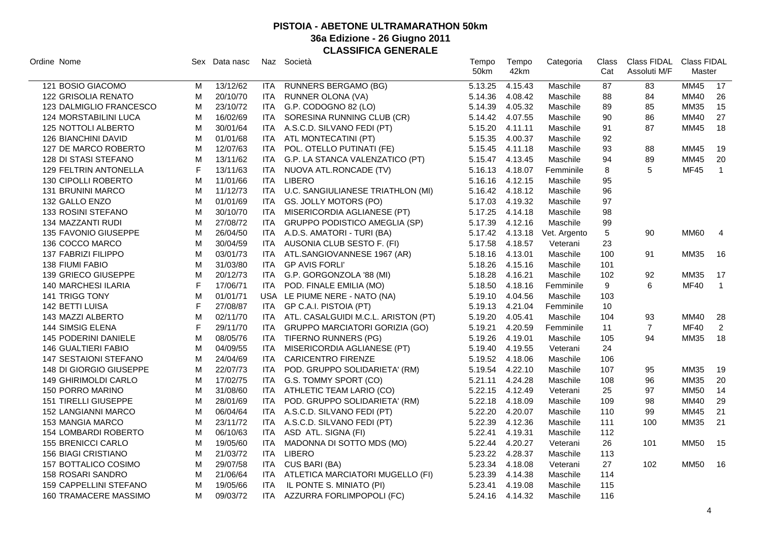# PISTOIA - ABETONE ULTRAMARATHON 50km

## 36a Edizione - 26 Giugno 2011

## CLASSIFICA GENERALE

| Ordine | Nome | Sex | Data nasc | Naz | Società | Tempo 50km | Tempo 42km | Categoria | Class Cat | Class FIDAL Assoluti M/F | Class FIDAL Master | |
|---|---|---|---|---|---|---|---|---|---|---|---|---|
| 121 | BOSIO GIACOMO | M | 13/12/62 | ITA | RUNNERS BERGAMO (BG) | 5.13.25 | 4.15.43 | Maschile | 87 | 83 | MM45 | 17 |
| 122 | GRISOLIA RENATO | M | 20/10/70 | ITA | RUNNER OLONA (VA) | 5.14.36 | 4.08.42 | Maschile | 88 | 84 | MM40 | 26 |
| 123 | DALMIGLIO FRANCESCO | M | 23/10/72 | ITA | G.P. CODOGNO 82 (LO) | 5.14.39 | 4.05.32 | Maschile | 89 | 85 | MM35 | 15 |
| 124 | MORSTABILINI LUCA | M | 16/02/69 | ITA | SORESINA RUNNING CLUB (CR) | 5.14.42 | 4.07.55 | Maschile | 90 | 86 | MM40 | 27 |
| 125 | NOTTOLI ALBERTO | M | 30/01/64 | ITA | A.S.C.D. SILVANO FEDI (PT) | 5.15.20 | 4.11.11 | Maschile | 91 | 87 | MM45 | 18 |
| 126 | BIANCHINI DAVID | M | 01/01/68 | ITA | ATL MONTECATINI (PT) | 5.15.35 | 4.00.37 | Maschile | 92 | | | |
| 127 | DE MARCO ROBERTO | M | 12/07/63 | ITA | POL. OTELLO PUTINATI (FE) | 5.15.45 | 4.11.18 | Maschile | 93 | 88 | MM45 | 19 |
| 128 | DI STASI STEFANO | M | 13/11/62 | ITA | G.P. LA STANCA VALENZATICO (PT) | 5.15.47 | 4.13.45 | Maschile | 94 | 89 | MM45 | 20 |
| 129 | FELTRIN ANTONELLA | F | 13/11/63 | ITA | NUOVA ATL.RONCADE (TV) | 5.16.13 | 4.18.07 | Femminile | 8 | 5 | MF45 | 1 |
| 130 | CIPOLLI ROBERTO | M | 11/01/66 | ITA | LIBERO | 5.16.16 | 4.12.15 | Maschile | 95 | | | |
| 131 | BRUNINI MARCO | M | 11/12/73 | ITA | U.C. SANGIULIANESE TRIATHLON (MI) | 5.16.42 | 4.18.12 | Maschile | 96 | | | |
| 132 | GALLO ENZO | M | 01/01/69 | ITA | GS. JOLLY MOTORS (PO) | 5.17.03 | 4.19.32 | Maschile | 97 | | | |
| 133 | ROSINI STEFANO | M | 30/10/70 | ITA | MISERICORDIA AGLIANESE (PT) | 5.17.25 | 4.14.18 | Maschile | 98 | | | |
| 134 | MAZZANTI RUDI | M | 27/08/72 | ITA | GRUPPO PODISTICO AMEGLIA (SP) | 5.17.39 | 4.12.16 | Maschile | 99 | | | |
| 135 | FAVONIO GIUSEPPE | M | 26/04/50 | ITA | A.D.S. AMATORI - TURI (BA) | 5.17.42 | 4.13.18 | Vet. Argento | 5 | 90 | MM60 | 4 |
| 136 | COCCO MARCO | M | 30/04/59 | ITA | AUSONIA CLUB SESTO F. (FI) | 5.17.58 | 4.18.57 | Veterani | 23 | | | |
| 137 | FABRIZI FILIPPO | M | 03/01/73 | ITA | ATL.SANGIOVANNESE 1967 (AR) | 5.18.16 | 4.13.01 | Maschile | 100 | 91 | MM35 | 16 |
| 138 | FIUMI FABIO | M | 31/03/80 | ITA | GP AVIS FORLI' | 5.18.26 | 4.15.16 | Maschile | 101 | | | |
| 139 | GRIECO GIUSEPPE | M | 20/12/73 | ITA | G.P. GORGONZOLA '88 (MI) | 5.18.28 | 4.16.21 | Maschile | 102 | 92 | MM35 | 17 |
| 140 | MARCHESI ILARIA | F | 17/06/71 | ITA | POD. FINALE EMILIA (MO) | 5.18.50 | 4.18.16 | Femminile | 9 | 6 | MF40 | 1 |
| 141 | TRIGG TONY | M | 01/01/71 | USA | LE PIUME NERE - NATO (NA) | 5.19.10 | 4.04.56 | Maschile | 103 | | | |
| 142 | BETTI LUISA | F | 27/08/87 | ITA | GP C.A.I. PISTOIA (PT) | 5.19.13 | 4.21.04 | Femminile | 10 | | | |
| 143 | MAZZI ALBERTO | M | 02/11/70 | ITA | ATL. CASALGUIDI M.C.L. ARISTON (PT) | 5.19.20 | 4.05.41 | Maschile | 104 | 93 | MM40 | 28 |
| 144 | SIMSIG ELENA | F | 29/11/70 | ITA | GRUPPO MARCIATORI GORIZIA (GO) | 5.19.21 | 4.20.59 | Femminile | 11 | 7 | MF40 | 2 |
| 145 | PODERINI DANIELE | M | 08/05/76 | ITA | TIFERNO RUNNERS (PG) | 5.19.26 | 4.19.01 | Maschile | 105 | 94 | MM35 | 18 |
| 146 | GUALTIERI FABIO | M | 04/09/55 | ITA | MISERICORDIA AGLIANESE (PT) | 5.19.40 | 4.19.55 | Veterani | 24 | | | |
| 147 | SESTAIONI STEFANO | M | 24/04/69 | ITA | CARICENTRO FIRENZE | 5.19.52 | 4.18.06 | Maschile | 106 | | | |
| 148 | DI GIORGIO GIUSEPPE | M | 22/07/73 | ITA | POD. GRUPPO SOLIDARIETA' (RM) | 5.19.54 | 4.22.10 | Maschile | 107 | 95 | MM35 | 19 |
| 149 | GHIRIMOLDI CARLO | M | 17/02/75 | ITA | G.S. TOMMY SPORT (CO) | 5.21.11 | 4.24.28 | Maschile | 108 | 96 | MM35 | 20 |
| 150 | PORRO MARINO | M | 31/08/60 | ITA | ATHLETIC TEAM LARIO (CO) | 5.22.15 | 4.12.49 | Veterani | 25 | 97 | MM50 | 14 |
| 151 | TIRELLI GIUSEPPE | M | 28/01/69 | ITA | POD. GRUPPO SOLIDARIETA' (RM) | 5.22.18 | 4.18.09 | Maschile | 109 | 98 | MM40 | 29 |
| 152 | LANGIANNI MARCO | M | 06/04/64 | ITA | A.S.C.D. SILVANO FEDI (PT) | 5.22.20 | 4.20.07 | Maschile | 110 | 99 | MM45 | 21 |
| 153 | MANGIA MARCO | M | 23/11/72 | ITA | A.S.C.D. SILVANO FEDI (PT) | 5.22.39 | 4.12.36 | Maschile | 111 | 100 | MM35 | 21 |
| 154 | LOMBARDI ROBERTO | M | 06/10/63 | ITA | ASD ATL. SIGNA (FI) | 5.22.41 | 4.19.31 | Maschile | 112 | | | |
| 155 | BRENICCI CARLO | M | 19/05/60 | ITA | MADONNA DI SOTTO MDS (MO) | 5.22.44 | 4.20.27 | Veterani | 26 | 101 | MM50 | 15 |
| 156 | BIAGI CRISTIANO | M | 21/03/72 | ITA | LIBERO | 5.23.22 | 4.28.37 | Maschile | 113 | | | |
| 157 | BOTTALICO COSIMO | M | 29/07/58 | ITA | CUS BARI (BA) | 5.23.34 | 4.18.08 | Veterani | 27 | 102 | MM50 | 16 |
| 158 | ROSARI SANDRO | M | 21/06/64 | ITA | ATLETICA MARCIATORI MUGELLO (FI) | 5.23.39 | 4.14.38 | Maschile | 114 | | | |
| 159 | CAPPELLINI STEFANO | M | 19/05/66 | ITA | IL PONTE S. MINIATO (PI) | 5.23.41 | 4.19.08 | Maschile | 115 | | | |
| 160 | TRAMACERE MASSIMO | M | 09/03/72 | ITA | AZZURRA FORLIMPOPOLI (FC) | 5.24.16 | 4.14.32 | Maschile | 116 | | | |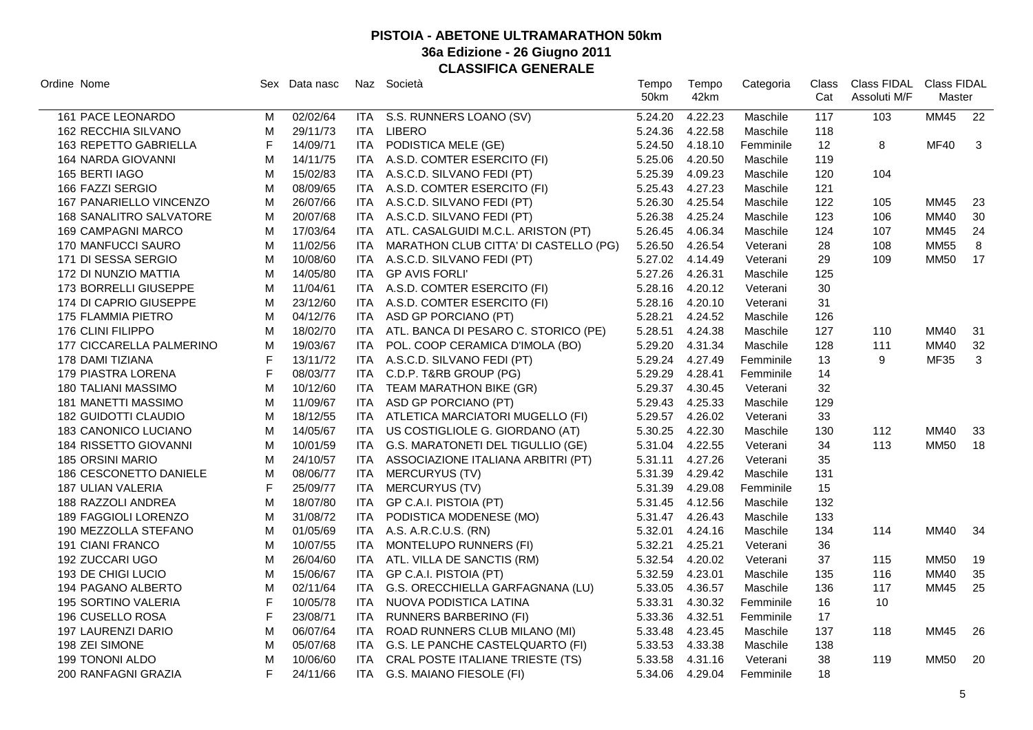# PISTOIA - ABETONE ULTRAMARATHON 50km

## 36a Edizione - 26 Giugno 2011

## CLASSIFICA GENERALE

| Ordine | Nome | Sex | Data nasc | Naz | Società | Tempo 50km | Tempo 42km | Categoria | Class Cat | Class FIDAL Assoluti M/F | Class FIDAL Master | |
|---|---|---|---|---|---|---|---|---|---|---|---|---|
| 161 | PACE LEONARDO | M | 02/02/64 | ITA | S.S. RUNNERS LOANO (SV) | 5.24.20 | 4.22.23 | Maschile | 117 | 103 | MM45 | 22 |
| 162 | RECCHIA SILVANO | M | 29/11/73 | ITA | LIBERO | 5.24.36 | 4.22.58 | Maschile | 118 | | | |
| 163 | REPETTO GABRIELLA | F | 14/09/71 | ITA | PODISTICA MELE (GE) | 5.24.50 | 4.18.10 | Femminile | 12 | 8 | MF40 | 3 |
| 164 | NARDA GIOVANNI | M | 14/11/75 | ITA | A.S.D. COMTER ESERCITO (FI) | 5.25.06 | 4.20.50 | Maschile | 119 | | | |
| 165 | BERTI IAGO | M | 15/02/83 | ITA | A.S.C.D. SILVANO FEDI (PT) | 5.25.39 | 4.09.23 | Maschile | 120 | 104 | | |
| 166 | FAZZI SERGIO | M | 08/09/65 | ITA | A.S.D. COMTER ESERCITO (FI) | 5.25.43 | 4.27.23 | Maschile | 121 | | | |
| 167 | PANARIELLO VINCENZO | M | 26/07/66 | ITA | A.S.C.D. SILVANO FEDI (PT) | 5.26.30 | 4.25.54 | Maschile | 122 | 105 | MM45 | 23 |
| 168 | SANALITRO SALVATORE | M | 20/07/68 | ITA | A.S.C.D. SILVANO FEDI (PT) | 5.26.38 | 4.25.24 | Maschile | 123 | 106 | MM40 | 30 |
| 169 | CAMPAGNI MARCO | M | 17/03/64 | ITA | ATL. CASALGUIDI M.C.L. ARISTON (PT) | 5.26.45 | 4.06.34 | Maschile | 124 | 107 | MM45 | 24 |
| 170 | MANFUCCI SAURO | M | 11/02/56 | ITA | MARATHON CLUB CITTA' DI CASTELLO (PG) | 5.26.50 | 4.26.54 | Veterani | 28 | 108 | MM55 | 8 |
| 171 | DI SESSA SERGIO | M | 10/08/60 | ITA | A.S.C.D. SILVANO FEDI (PT) | 5.27.02 | 4.14.49 | Veterani | 29 | 109 | MM50 | 17 |
| 172 | DI NUNZIO MATTIA | M | 14/05/80 | ITA | GP AVIS FORLI' | 5.27.26 | 4.26.31 | Maschile | 125 | | | |
| 173 | BORRELLI GIUSEPPE | M | 11/04/61 | ITA | A.S.D. COMTER ESERCITO (FI) | 5.28.16 | 4.20.12 | Veterani | 30 | | | |
| 174 | DI CAPRIO GIUSEPPE | M | 23/12/60 | ITA | A.S.D. COMTER ESERCITO (FI) | 5.28.16 | 4.20.10 | Veterani | 31 | | | |
| 175 | FLAMMIA PIETRO | M | 04/12/76 | ITA | ASD GP PORCIANO (PT) | 5.28.21 | 4.24.52 | Maschile | 126 | | | |
| 176 | CLINI FILIPPO | M | 18/02/70 | ITA | ATL. BANCA DI PESARO C. STORICO (PE) | 5.28.51 | 4.24.38 | Maschile | 127 | 110 | MM40 | 31 |
| 177 | CICCARELLA PALMERINO | M | 19/03/67 | ITA | POL. COOP CERAMICA D'IMOLA (BO) | 5.29.20 | 4.31.34 | Maschile | 128 | 111 | MM40 | 32 |
| 178 | DAMI TIZIANA | F | 13/11/72 | ITA | A.S.C.D. SILVANO FEDI (PT) | 5.29.24 | 4.27.49 | Femminile | 13 | 9 | MF35 | 3 |
| 179 | PIASTRA LORENA | F | 08/03/77 | ITA | C.D.P. T&RB GROUP (PG) | 5.29.29 | 4.28.41 | Femminile | 14 | | | |
| 180 | TALIANI MASSIMO | M | 10/12/60 | ITA | TEAM MARATHON BIKE (GR) | 5.29.37 | 4.30.45 | Veterani | 32 | | | |
| 181 | MANETTI MASSIMO | M | 11/09/67 | ITA | ASD GP PORCIANO (PT) | 5.29.43 | 4.25.33 | Maschile | 129 | | | |
| 182 | GUIDOTTI CLAUDIO | M | 18/12/55 | ITA | ATLETICA MARCIATORI MUGELLO (FI) | 5.29.57 | 4.26.02 | Veterani | 33 | | | |
| 183 | CANONICO LUCIANO | M | 14/05/67 | ITA | US COSTIGLIOLE G. GIORDANO (AT) | 5.30.25 | 4.22.30 | Maschile | 130 | 112 | MM40 | 33 |
| 184 | RISSETTO GIOVANNI | M | 10/01/59 | ITA | G.S. MARATONETI DEL TIGULLIO (GE) | 5.31.04 | 4.22.55 | Veterani | 34 | 113 | MM50 | 18 |
| 185 | ORSINI MARIO | M | 24/10/57 | ITA | ASSOCIAZIONE ITALIANA ARBITRI (PT) | 5.31.11 | 4.27.26 | Veterani | 35 | | | |
| 186 | CESCONETTO DANIELE | M | 08/06/77 | ITA | MERCURYUS (TV) | 5.31.39 | 4.29.42 | Maschile | 131 | | | |
| 187 | ULIAN VALERIA | F | 25/09/77 | ITA | MERCURYUS (TV) | 5.31.39 | 4.29.08 | Femminile | 15 | | | |
| 188 | RAZZOLI ANDREA | M | 18/07/80 | ITA | GP C.A.I. PISTOIA (PT) | 5.31.45 | 4.12.56 | Maschile | 132 | | | |
| 189 | FAGGIOLI LORENZO | M | 31/08/72 | ITA | PODISTICA MODENESE (MO) | 5.31.47 | 4.26.43 | Maschile | 133 | | | |
| 190 | MEZZOLLA STEFANO | M | 01/05/69 | ITA | A.S. A.R.C.U.S. (RN) | 5.32.01 | 4.24.16 | Maschile | 134 | 114 | MM40 | 34 |
| 191 | CIANI FRANCO | M | 10/07/55 | ITA | MONTELUPO RUNNERS (FI) | 5.32.21 | 4.25.21 | Veterani | 36 | | | |
| 192 | ZUCCARI UGO | M | 26/04/60 | ITA | ATL. VILLA DE SANCTIS (RM) | 5.32.54 | 4.20.02 | Veterani | 37 | 115 | MM50 | 19 |
| 193 | DE CHIGI LUCIO | M | 15/06/67 | ITA | GP C.A.I. PISTOIA (PT) | 5.32.59 | 4.23.01 | Maschile | 135 | 116 | MM40 | 35 |
| 194 | PAGANO ALBERTO | M | 02/11/64 | ITA | G.S. ORECCHIELLA GARFAGNANA (LU) | 5.33.05 | 4.36.57 | Maschile | 136 | 117 | MM45 | 25 |
| 195 | SORTINO VALERIA | F | 10/05/78 | ITA | NUOVA PODISTICA LATINA | 5.33.31 | 4.30.32 | Femminile | 16 | 10 | | |
| 196 | CUSELLO ROSA | F | 23/08/71 | ITA | RUNNERS BARBERINO (FI) | 5.33.36 | 4.32.51 | Femminile | 17 | | | |
| 197 | LAURENZI DARIO | M | 06/07/64 | ITA | ROAD RUNNERS CLUB MILANO (MI) | 5.33.48 | 4.23.45 | Maschile | 137 | 118 | MM45 | 26 |
| 198 | ZEI SIMONE | M | 05/07/68 | ITA | G.S. LE PANCHE CASTELQUARTO (FI) | 5.33.53 | 4.33.38 | Maschile | 138 | | | |
| 199 | TONONI ALDO | M | 10/06/60 | ITA | CRAL POSTE ITALIANE TRIESTE (TS) | 5.33.58 | 4.31.16 | Veterani | 38 | 119 | MM50 | 20 |
| 200 | RANFAGNI GRAZIA | F | 24/11/66 | ITA | G.S. MAIANO FIESOLE (FI) | 5.34.06 | 4.29.04 | Femminile | 18 | | | |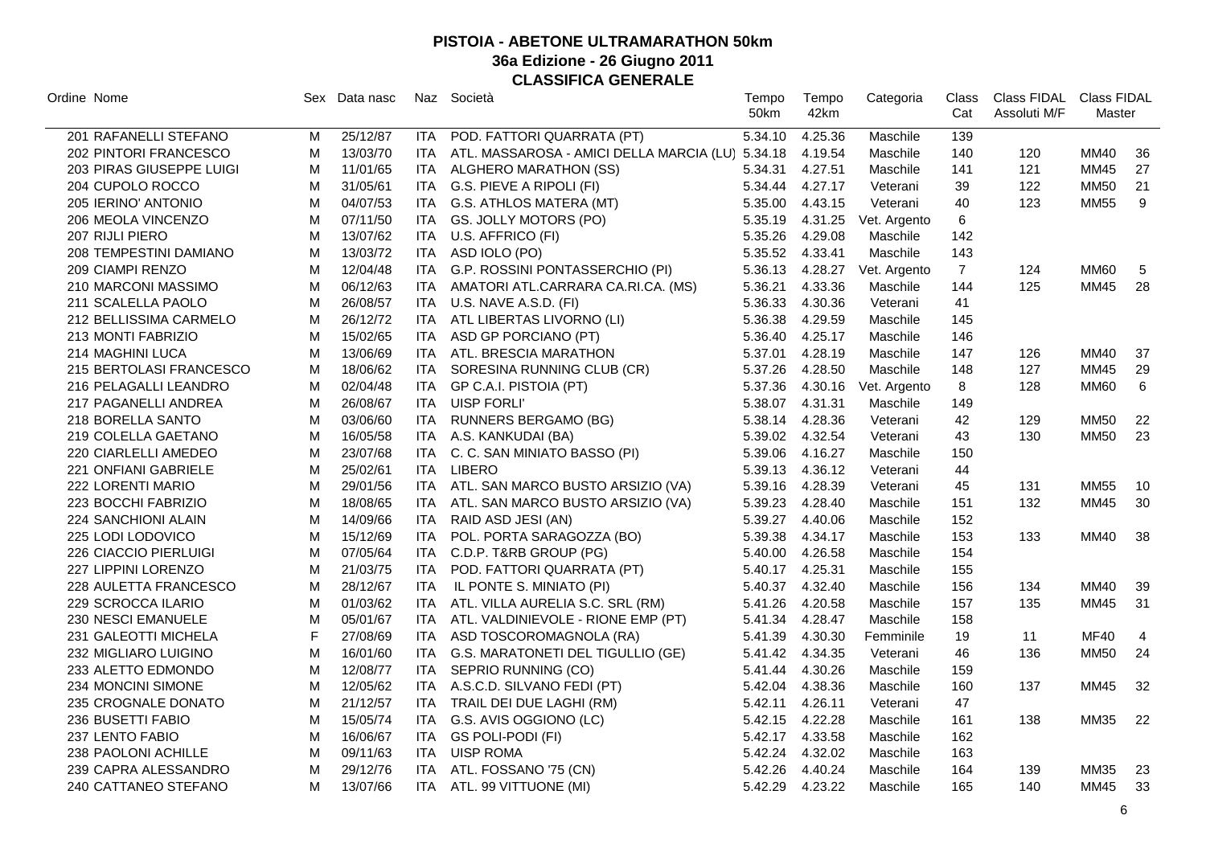# PISTOIA - ABETONE ULTRAMARATHON 50km

## 36a Edizione - 26 Giugno 2011

## CLASSIFICA GENERALE

| Ordine | Nome | Sex | Data nasc | Naz | Società | Tempo 50km | Tempo 42km | Categoria | Class Cat | Class FIDAL Assoluti M/F | Class FIDAL Master | |
|---|---|---|---|---|---|---|---|---|---|---|---|---|
| 201 | RAFANELLI STEFANO | M | 25/12/87 | ITA | POD. FATTORI QUARRATA (PT) | 5.34.10 | 4.25.36 | Maschile | 139 | | | |
| 202 | PINTORI FRANCESCO | M | 13/03/70 | ITA | ATL. MASSAROSA - AMICI DELLA MARCIA (LU) | 5.34.18 | 4.19.54 | Maschile | 140 | 120 | MM40 | 36 |
| 203 | PIRAS GIUSEPPE LUIGI | M | 11/01/65 | ITA | ALGHERO MARATHON (SS) | 5.34.31 | 4.27.51 | Maschile | 141 | 121 | MM45 | 27 |
| 204 | CUPOLO ROCCO | M | 31/05/61 | ITA | G.S. PIEVE A RIPOLI (FI) | 5.34.44 | 4.27.17 | Veterani | 39 | 122 | MM50 | 21 |
| 205 | IERINO' ANTONIO | M | 04/07/53 | ITA | G.S. ATHLOS MATERA (MT) | 5.35.00 | 4.43.15 | Veterani | 40 | 123 | MM55 | 9 |
| 206 | MEOLA VINCENZO | M | 07/11/50 | ITA | GS. JOLLY MOTORS (PO) | 5.35.19 | 4.31.25 | Vet. Argento | 6 | | | |
| 207 | RIJLI PIERO | M | 13/07/62 | ITA | U.S. AFFRICO (FI) | 5.35.26 | 4.29.08 | Maschile | 142 | | | |
| 208 | TEMPESTINI DAMIANO | M | 13/03/72 | ITA | ASD IOLO (PO) | 5.35.52 | 4.33.41 | Maschile | 143 | | | |
| 209 | CIAMPI RENZO | M | 12/04/48 | ITA | G.P. ROSSINI PONTASSERCHIO (PI) | 5.36.13 | 4.28.27 | Vet. Argento | 7 | 124 | MM60 | 5 |
| 210 | MARCONI MASSIMO | M | 06/12/63 | ITA | AMATORI ATL.CARRARA CA.RI.CA. (MS) | 5.36.21 | 4.33.36 | Maschile | 144 | 125 | MM45 | 28 |
| 211 | SCALELLA PAOLO | M | 26/08/57 | ITA | U.S. NAVE A.S.D. (FI) | 5.36.33 | 4.30.36 | Veterani | 41 | | | |
| 212 | BELLISSIMA CARMELO | M | 26/12/72 | ITA | ATL LIBERTAS LIVORNO (LI) | 5.36.38 | 4.29.59 | Maschile | 145 | | | |
| 213 | MONTI FABRIZIO | M | 15/02/65 | ITA | ASD GP PORCIANO (PT) | 5.36.40 | 4.25.17 | Maschile | 146 | | | |
| 214 | MAGHINI LUCA | M | 13/06/69 | ITA | ATL. BRESCIA MARATHON | 5.37.01 | 4.28.19 | Maschile | 147 | 126 | MM40 | 37 |
| 215 | BERTOLASI FRANCESCO | M | 18/06/62 | ITA | SORESINA RUNNING CLUB (CR) | 5.37.26 | 4.28.50 | Maschile | 148 | 127 | MM45 | 29 |
| 216 | PELAGALLI LEANDRO | M | 02/04/48 | ITA | GP C.A.I. PISTOIA (PT) | 5.37.36 | 4.30.16 | Vet. Argento | 8 | 128 | MM60 | 6 |
| 217 | PAGANELLI ANDREA | M | 26/08/67 | ITA | UISP FORLI' | 5.38.07 | 4.31.31 | Maschile | 149 | | | |
| 218 | BORELLA SANTO | M | 03/06/60 | ITA | RUNNERS BERGAMO (BG) | 5.38.14 | 4.28.36 | Veterani | 42 | 129 | MM50 | 22 |
| 219 | COLELLA GAETANO | M | 16/05/58 | ITA | A.S. KANKUDAI (BA) | 5.39.02 | 4.32.54 | Veterani | 43 | 130 | MM50 | 23 |
| 220 | CIARLELLI AMEDEO | M | 23/07/68 | ITA | C. C. SAN MINIATO BASSO (PI) | 5.39.06 | 4.16.27 | Maschile | 150 | | | |
| 221 | ONFIANI GABRIELE | M | 25/02/61 | ITA | LIBERO | 5.39.13 | 4.36.12 | Veterani | 44 | | | |
| 222 | LORENTI MARIO | M | 29/01/56 | ITA | ATL. SAN MARCO BUSTO ARSIZIO (VA) | 5.39.16 | 4.28.39 | Veterani | 45 | 131 | MM55 | 10 |
| 223 | BOCCHI FABRIZIO | M | 18/08/65 | ITA | ATL. SAN MARCO BUSTO ARSIZIO (VA) | 5.39.23 | 4.28.40 | Maschile | 151 | 132 | MM45 | 30 |
| 224 | SANCHIONI ALAIN | M | 14/09/66 | ITA | RAID ASD JESI (AN) | 5.39.27 | 4.40.06 | Maschile | 152 | | | |
| 225 | LODI LODOVICO | M | 15/12/69 | ITA | POL. PORTA SARAGOZZA (BO) | 5.39.38 | 4.34.17 | Maschile | 153 | 133 | MM40 | 38 |
| 226 | CIACCIO PIERLUIGI | M | 07/05/64 | ITA | C.D.P. T&RB GROUP (PG) | 5.40.00 | 4.26.58 | Maschile | 154 | | | |
| 227 | LIPPINI LORENZO | M | 21/03/75 | ITA | POD. FATTORI QUARRATA (PT) | 5.40.17 | 4.25.31 | Maschile | 155 | | | |
| 228 | AULETTA FRANCESCO | M | 28/12/67 | ITA | IL PONTE S. MINIATO (PI) | 5.40.37 | 4.32.40 | Maschile | 156 | 134 | MM40 | 39 |
| 229 | SCROCCA ILARIO | M | 01/03/62 | ITA | ATL. VILLA AURELIA S.C. SRL (RM) | 5.41.26 | 4.20.58 | Maschile | 157 | 135 | MM45 | 31 |
| 230 | NESCI EMANUELE | M | 05/01/67 | ITA | ATL. VALDINIEVOLE - RIONE EMP (PT) | 5.41.34 | 4.28.47 | Maschile | 158 | | | |
| 231 | GALEOTTI MICHELA | F | 27/08/69 | ITA | ASD TOSCOROMAGNOLA (RA) | 5.41.39 | 4.30.30 | Femminile | 19 | 11 | MF40 | 4 |
| 232 | MIGLIARO LUIGINO | M | 16/01/60 | ITA | G.S. MARATONETI DEL TIGULLIO (GE) | 5.41.42 | 4.34.35 | Veterani | 46 | 136 | MM50 | 24 |
| 233 | ALETTO EDMONDO | M | 12/08/77 | ITA | SEPRIO RUNNING (CO) | 5.41.44 | 4.30.26 | Maschile | 159 | | | |
| 234 | MONCINI SIMONE | M | 12/05/62 | ITA | A.S.C.D. SILVANO FEDI (PT) | 5.42.04 | 4.38.36 | Maschile | 160 | 137 | MM45 | 32 |
| 235 | CROGNALE DONATO | M | 21/12/57 | ITA | TRAIL DEI DUE LAGHI (RM) | 5.42.11 | 4.26.11 | Veterani | 47 | | | |
| 236 | BUSETTI FABIO | M | 15/05/74 | ITA | G.S. AVIS OGGIONO (LC) | 5.42.15 | 4.22.28 | Maschile | 161 | 138 | MM35 | 22 |
| 237 | LENTO FABIO | M | 16/06/67 | ITA | GS POLI-PODI (FI) | 5.42.17 | 4.33.58 | Maschile | 162 | | | |
| 238 | PAOLONI ACHILLE | M | 09/11/63 | ITA | UISP ROMA | 5.42.24 | 4.32.02 | Maschile | 163 | | | |
| 239 | CAPRA ALESSANDRO | M | 29/12/76 | ITA | ATL. FOSSANO '75 (CN) | 5.42.26 | 4.40.24 | Maschile | 164 | 139 | MM35 | 23 |
| 240 | CATTANEO STEFANO | M | 13/07/66 | ITA | ATL. 99 VITTUONE (MI) | 5.42.29 | 4.23.22 | Maschile | 165 | 140 | MM45 | 33 |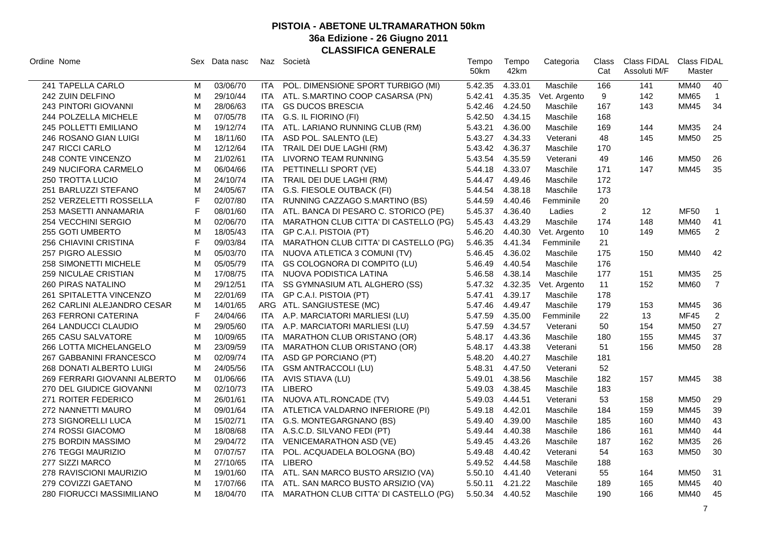# PISTOIA - ABETONE ULTRAMARATHON 50km

## 36a Edizione - 26 Giugno 2011

### CLASSIFICA GENERALE

| Ordine | Nome | Sex | Data nasc | Naz | Società | Tempo 50km | Tempo 42km | Categoria | Class Cat | Class FIDAL Assoluti M/F | Class FIDAL Master | |
|---|---|---|---|---|---|---|---|---|---|---|---|---|
| 241 | TAPELLA CARLO | M | 03/06/70 | ITA | POL. DIMENSIONE SPORT TURBIGO (MI) | 5.42.35 | 4.33.01 | Maschile | 166 | 141 | MM40 | 40 |
| 242 | ZUIN DELFINO | M | 29/10/44 | ITA | ATL. S.MARTINO COOP CASARSA (PN) | 5.42.41 | 4.35.35 | Vet. Argento | 9 | 142 | MM65 | 1 |
| 243 | PINTORI GIOVANNI | M | 28/06/63 | ITA | GS DUCOS BRESCIA | 5.42.46 | 4.24.50 | Maschile | 167 | 143 | MM45 | 34 |
| 244 | POLZELLA MICHELE | M | 07/05/78 | ITA | G.S. IL FIORINO (FI) | 5.42.50 | 4.34.15 | Maschile | 168 | | | |
| 245 | POLLETTI EMILIANO | M | 19/12/74 | ITA | ATL. LARIANO RUNNING CLUB (RM) | 5.43.21 | 4.36.00 | Maschile | 169 | 144 | MM35 | 24 |
| 246 | ROSANO GIAN LUIGI | M | 18/11/60 | ITA | ASD POL. SALENTO (LE) | 5.43.27 | 4.34.33 | Veterani | 48 | 145 | MM50 | 25 |
| 247 | RICCI CARLO | M | 12/12/64 | ITA | TRAIL DEI DUE LAGHI (RM) | 5.43.42 | 4.36.37 | Maschile | 170 | | | |
| 248 | CONTE VINCENZO | M | 21/02/61 | ITA | LIVORNO TEAM RUNNING | 5.43.54 | 4.35.59 | Veterani | 49 | 146 | MM50 | 26 |
| 249 | NUCIFORA CARMELO | M | 06/04/66 | ITA | PETTINELLI SPORT (VE) | 5.44.18 | 4.33.07 | Maschile | 171 | 147 | MM45 | 35 |
| 250 | TROTTA LUCIO | M | 24/10/74 | ITA | TRAIL DEI DUE LAGHI (RM) | 5.44.47 | 4.49.46 | Maschile | 172 | | | |
| 251 | BARLUZZI STEFANO | M | 24/05/67 | ITA | G.S. FIESOLE OUTBACK (FI) | 5.44.54 | 4.38.18 | Maschile | 173 | | | |
| 252 | VERZELETTI ROSSELLA | F | 02/07/80 | ITA | RUNNING CAZZAGO S.MARTINO (BS) | 5.44.59 | 4.40.46 | Femminile | 20 | | | |
| 253 | MASETTI ANNAMARIA | F | 08/01/60 | ITA | ATL. BANCA DI PESARO C. STORICO (PE) | 5.45.37 | 4.36.40 | Ladies | 2 | 12 | MF50 | 1 |
| 254 | VECCHINI SERGIO | M | 02/06/70 | ITA | MARATHON CLUB CITTA' DI CASTELLO (PG) | 5.45.43 | 4.43.29 | Maschile | 174 | 148 | MM40 | 41 |
| 255 | GOTI UMBERTO | M | 18/05/43 | ITA | GP C.A.I. PISTOIA (PT) | 5.46.20 | 4.40.30 | Vet. Argento | 10 | 149 | MM65 | 2 |
| 256 | CHIAVINI CRISTINA | F | 09/03/84 | ITA | MARATHON CLUB CITTA' DI CASTELLO (PG) | 5.46.35 | 4.41.34 | Femminile | 21 | | | |
| 257 | PIGRO ALESSIO | M | 05/03/70 | ITA | NUOVA ATLETICA 3 COMUNI (TV) | 5.46.45 | 4.36.02 | Maschile | 175 | 150 | MM40 | 42 |
| 258 | SIMONETTI MICHELE | M | 05/05/79 | ITA | GS COLOGNORA DI COMPITO (LU) | 5.46.49 | 4.40.54 | Maschile | 176 | | | |
| 259 | NICULAE CRISTIAN | M | 17/08/75 | ITA | NUOVA PODISTICA LATINA | 5.46.58 | 4.38.14 | Maschile | 177 | 151 | MM35 | 25 |
| 260 | PIRAS NATALINO | M | 29/12/51 | ITA | SS GYMNASIUM ATL ALGHERO (SS) | 5.47.32 | 4.32.35 | Vet. Argento | 11 | 152 | MM60 | 7 |
| 261 | SPITALETTA VINCENZO | M | 22/01/69 | ITA | GP C.A.I. PISTOIA (PT) | 5.47.41 | 4.39.17 | Maschile | 178 | | | |
| 262 | CARLINI ALEJANDRO CESAR | M | 14/01/65 | ARG | ATL. SANGIUSTESE (MC) | 5.47.46 | 4.49.47 | Maschile | 179 | 153 | MM45 | 36 |
| 263 | FERRONI CATERINA | F | 24/04/66 | ITA | A.P. MARCIATORI MARLIESI (LU) | 5.47.59 | 4.35.00 | Femminile | 22 | 13 | MF45 | 2 |
| 264 | LANDUCCI CLAUDIO | M | 29/05/60 | ITA | A.P. MARCIATORI MARLIESI (LU) | 5.47.59 | 4.34.57 | Veterani | 50 | 154 | MM50 | 27 |
| 265 | CASU SALVATORE | M | 10/09/65 | ITA | MARATHON CLUB ORISTANO (OR) | 5.48.17 | 4.43.36 | Maschile | 180 | 155 | MM45 | 37 |
| 266 | LOTTA MICHELANGELO | M | 23/09/59 | ITA | MARATHON CLUB ORISTANO (OR) | 5.48.17 | 4.43.38 | Veterani | 51 | 156 | MM50 | 28 |
| 267 | GABBANINI FRANCESCO | M | 02/09/74 | ITA | ASD GP PORCIANO (PT) | 5.48.20 | 4.40.27 | Maschile | 181 | | | |
| 268 | DONATI ALBERTO LUIGI | M | 24/05/56 | ITA | GSM ANTRACCOLI (LU) | 5.48.31 | 4.47.50 | Veterani | 52 | | | |
| 269 | FERRARI GIOVANNI ALBERTO | M | 01/06/66 | ITA | AVIS STIAVA (LU) | 5.49.01 | 4.38.56 | Maschile | 182 | 157 | MM45 | 38 |
| 270 | DEL GIUDICE GIOVANNI | M | 02/10/73 | ITA | LIBERO | 5.49.03 | 4.38.45 | Maschile | 183 | | | |
| 271 | ROITER FEDERICO | M | 26/01/61 | ITA | NUOVA ATL.RONCADE (TV) | 5.49.03 | 4.44.51 | Veterani | 53 | 158 | MM50 | 29 |
| 272 | NANNETTI MAURO | M | 09/01/64 | ITA | ATLETICA VALDARNO INFERIORE (PI) | 5.49.18 | 4.42.01 | Maschile | 184 | 159 | MM45 | 39 |
| 273 | SIGNORELLI LUCA | M | 15/02/71 | ITA | G.S. MONTEGARGNANO (BS) | 5.49.40 | 4.39.00 | Maschile | 185 | 160 | MM40 | 43 |
| 274 | ROSSI GIACOMO | M | 18/08/68 | ITA | A.S.C.D. SILVANO FEDI (PT) | 5.49.44 | 4.40.38 | Maschile | 186 | 161 | MM40 | 44 |
| 275 | BORDIN MASSIMO | M | 29/04/72 | ITA | VENICEMARATHON ASD (VE) | 5.49.45 | 4.43.26 | Maschile | 187 | 162 | MM35 | 26 |
| 276 | TEGGI MAURIZIO | M | 07/07/57 | ITA | POL. ACQUADELA BOLOGNA (BO) | 5.49.48 | 4.40.42 | Veterani | 54 | 163 | MM50 | 30 |
| 277 | SIZZI MARCO | M | 27/10/65 | ITA | LIBERO | 5.49.52 | 4.44.58 | Maschile | 188 | | | |
| 278 | RAVISCIONI MAURIZIO | M | 19/01/60 | ITA | ATL. SAN MARCO BUSTO ARSIZIO (VA) | 5.50.10 | 4.41.40 | Veterani | 55 | 164 | MM50 | 31 |
| 279 | COVIZZI GAETANO | M | 17/07/66 | ITA | ATL. SAN MARCO BUSTO ARSIZIO (VA) | 5.50.11 | 4.21.22 | Maschile | 189 | 165 | MM45 | 40 |
| 280 | FIORUCCI MASSIMILIANO | M | 18/04/70 | ITA | MARATHON CLUB CITTA' DI CASTELLO (PG) | 5.50.34 | 4.40.52 | Maschile | 190 | 166 | MM40 | 45 |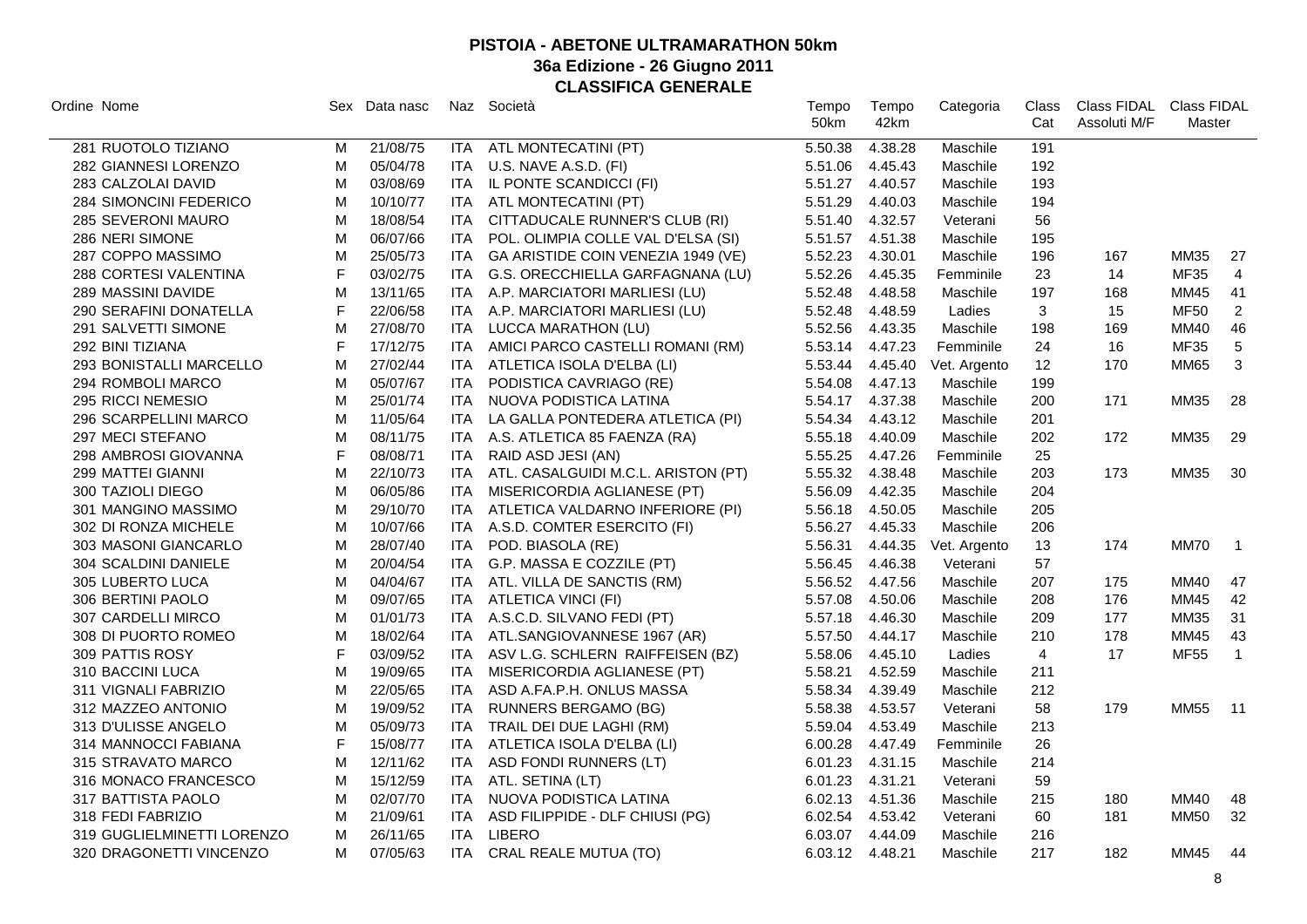# PISTOIA - ABETONE ULTRAMARATHON 50km

## 36a Edizione - 26 Giugno 2011

## CLASSIFICA GENERALE

| Ordine | Nome | Sex | Data nasc | Naz | Società | Tempo 50km | Tempo 42km | Categoria | Class Cat | Class FIDAL Assoluti M/F | Class FIDAL Master | |
|---|---|---|---|---|---|---|---|---|---|---|---|---|
| 281 | RUOTOLO TIZIANO | M | 21/08/75 | ITA | ATL MONTECATINI (PT) | 5.50.38 | 4.38.28 | Maschile | 191 | | | |
| 282 | GIANNESI LORENZO | M | 05/04/78 | ITA | U.S. NAVE A.S.D. (FI) | 5.51.06 | 4.45.43 | Maschile | 192 | | | |
| 283 | CALZOLAI DAVID | M | 03/08/69 | ITA | IL PONTE SCANDICCI (FI) | 5.51.27 | 4.40.57 | Maschile | 193 | | | |
| 284 | SIMONCINI FEDERICO | M | 10/10/77 | ITA | ATL MONTECATINI (PT) | 5.51.29 | 4.40.03 | Maschile | 194 | | | |
| 285 | SEVERONI MAURO | M | 18/08/54 | ITA | CITTADUCALE RUNNER'S CLUB (RI) | 5.51.40 | 4.32.57 | Veterani | 56 | | | |
| 286 | NERI SIMONE | M | 06/07/66 | ITA | POL. OLIMPIA COLLE VAL D'ELSA (SI) | 5.51.57 | 4.51.38 | Maschile | 195 | | | |
| 287 | COPPO MASSIMO | M | 25/05/73 | ITA | GA ARISTIDE COIN VENEZIA 1949 (VE) | 5.52.23 | 4.30.01 | Maschile | 196 | 167 | MM35 | 27 |
| 288 | CORTESI VALENTINA | F | 03/02/75 | ITA | G.S. ORECCHIELLA GARFAGNANA (LU) | 5.52.26 | 4.45.35 | Femminile | 23 | 14 | MF35 | 4 |
| 289 | MASSINI DAVIDE | M | 13/11/65 | ITA | A.P. MARCIATORI MARLIESI (LU) | 5.52.48 | 4.48.58 | Maschile | 197 | 168 | MM45 | 41 |
| 290 | SERAFINI DONATELLA | F | 22/06/58 | ITA | A.P. MARCIATORI MARLIESI (LU) | 5.52.48 | 4.48.59 | Ladies | 3 | 15 | MF50 | 2 |
| 291 | SALVETTI SIMONE | M | 27/08/70 | ITA | LUCCA MARATHON (LU) | 5.52.56 | 4.43.35 | Maschile | 198 | 169 | MM40 | 46 |
| 292 | BINI TIZIANA | F | 17/12/75 | ITA | AMICI PARCO CASTELLI ROMANI (RM) | 5.53.14 | 4.47.23 | Femminile | 24 | 16 | MF35 | 5 |
| 293 | BONISTALLI MARCELLO | M | 27/02/44 | ITA | ATLETICA ISOLA D'ELBA (LI) | 5.53.44 | 4.45.40 | Vet. Argento | 12 | 170 | MM65 | 3 |
| 294 | ROMBOLI MARCO | M | 05/07/67 | ITA | PODISTICA CAVRIAGO (RE) | 5.54.08 | 4.47.13 | Maschile | 199 | | | |
| 295 | RICCI NEMESIO | M | 25/01/74 | ITA | NUOVA PODISTICA LATINA | 5.54.17 | 4.37.38 | Maschile | 200 | 171 | MM35 | 28 |
| 296 | SCARPELLINI MARCO | M | 11/05/64 | ITA | LA GALLA PONTEDERA ATLETICA (PI) | 5.54.34 | 4.43.12 | Maschile | 201 | | | |
| 297 | MECI STEFANO | M | 08/11/75 | ITA | A.S. ATLETICA 85 FAENZA (RA) | 5.55.18 | 4.40.09 | Maschile | 202 | 172 | MM35 | 29 |
| 298 | AMBROSI GIOVANNA | F | 08/08/71 | ITA | RAID ASD JESI (AN) | 5.55.25 | 4.47.26 | Femminile | 25 | | | |
| 299 | MATTEI GIANNI | M | 22/10/73 | ITA | ATL. CASALGUIDI M.C.L. ARISTON (PT) | 5.55.32 | 4.38.48 | Maschile | 203 | 173 | MM35 | 30 |
| 300 | TAZIOLI DIEGO | M | 06/05/86 | ITA | MISERICORDIA AGLIANESE (PT) | 5.56.09 | 4.42.35 | Maschile | 204 | | | |
| 301 | MANGINO MASSIMO | M | 29/10/70 | ITA | ATLETICA VALDARNO INFERIORE (PI) | 5.56.18 | 4.50.05 | Maschile | 205 | | | |
| 302 | DI RONZA MICHELE | M | 10/07/66 | ITA | A.S.D. COMTER ESERCITO (FI) | 5.56.27 | 4.45.33 | Maschile | 206 | | | |
| 303 | MASONI GIANCARLO | M | 28/07/40 | ITA | POD. BIASOLA (RE) | 5.56.31 | 4.44.35 | Vet. Argento | 13 | 174 | MM70 | 1 |
| 304 | SCALDINI DANIELE | M | 20/04/54 | ITA | G.P. MASSA E COZZILE (PT) | 5.56.45 | 4.46.38 | Veterani | 57 | | | |
| 305 | LUBERTO LUCA | M | 04/04/67 | ITA | ATL. VILLA DE SANCTIS (RM) | 5.56.52 | 4.47.56 | Maschile | 207 | 175 | MM40 | 47 |
| 306 | BERTINI PAOLO | M | 09/07/65 | ITA | ATLETICA VINCI (FI) | 5.57.08 | 4.50.06 | Maschile | 208 | 176 | MM45 | 42 |
| 307 | CARDELLI MIRCO | M | 01/01/73 | ITA | A.S.C.D. SILVANO FEDI (PT) | 5.57.18 | 4.46.30 | Maschile | 209 | 177 | MM35 | 31 |
| 308 | DI PUORTO ROMEO | M | 18/02/64 | ITA | ATL.SANGIOVANNESE 1967 (AR) | 5.57.50 | 4.44.17 | Maschile | 210 | 178 | MM45 | 43 |
| 309 | PATTIS ROSY | F | 03/09/52 | ITA | ASV L.G. SCHLERN RAIFFEISEN (BZ) | 5.58.06 | 4.45.10 | Ladies | 4 | 17 | MF55 | 1 |
| 310 | BACCINI LUCA | M | 19/09/65 | ITA | MISERICORDIA AGLIANESE (PT) | 5.58.21 | 4.52.59 | Maschile | 211 | | | |
| 311 | VIGNALI FABRIZIO | M | 22/05/65 | ITA | ASD A.FA.P.H. ONLUS MASSA | 5.58.34 | 4.39.49 | Maschile | 212 | | | |
| 312 | MAZZEO ANTONIO | M | 19/09/52 | ITA | RUNNERS BERGAMO (BG) | 5.58.38 | 4.53.57 | Veterani | 58 | 179 | MM55 | 11 |
| 313 | D'ULISSE ANGELO | M | 05/09/73 | ITA | TRAIL DEI DUE LAGHI (RM) | 5.59.04 | 4.53.49 | Maschile | 213 | | | |
| 314 | MANNOCCI FABIANA | F | 15/08/77 | ITA | ATLETICA ISOLA D'ELBA (LI) | 6.00.28 | 4.47.49 | Femminile | 26 | | | |
| 315 | STRAVATO MARCO | M | 12/11/62 | ITA | ASD FONDI RUNNERS (LT) | 6.01.23 | 4.31.15 | Maschile | 214 | | | |
| 316 | MONACO FRANCESCO | M | 15/12/59 | ITA | ATL. SETINA (LT) | 6.01.23 | 4.31.21 | Veterani | 59 | | | |
| 317 | BATTISTA PAOLO | M | 02/07/70 | ITA | NUOVA PODISTICA LATINA | 6.02.13 | 4.51.36 | Maschile | 215 | 180 | MM40 | 48 |
| 318 | FEDI FABRIZIO | M | 21/09/61 | ITA | ASD FILIPPIDE - DLF CHIUSI (PG) | 6.02.54 | 4.53.42 | Veterani | 60 | 181 | MM50 | 32 |
| 319 | GUGLIELMINETTI LORENZO | M | 26/11/65 | ITA | LIBERO | 6.03.07 | 4.44.09 | Maschile | 216 | | | |
| 320 | DRAGONETTI VINCENZO | M | 07/05/63 | ITA | CRAL REALE MUTUA (TO) | 6.03.12 | 4.48.21 | Maschile | 217 | 182 | MM45 | 44 |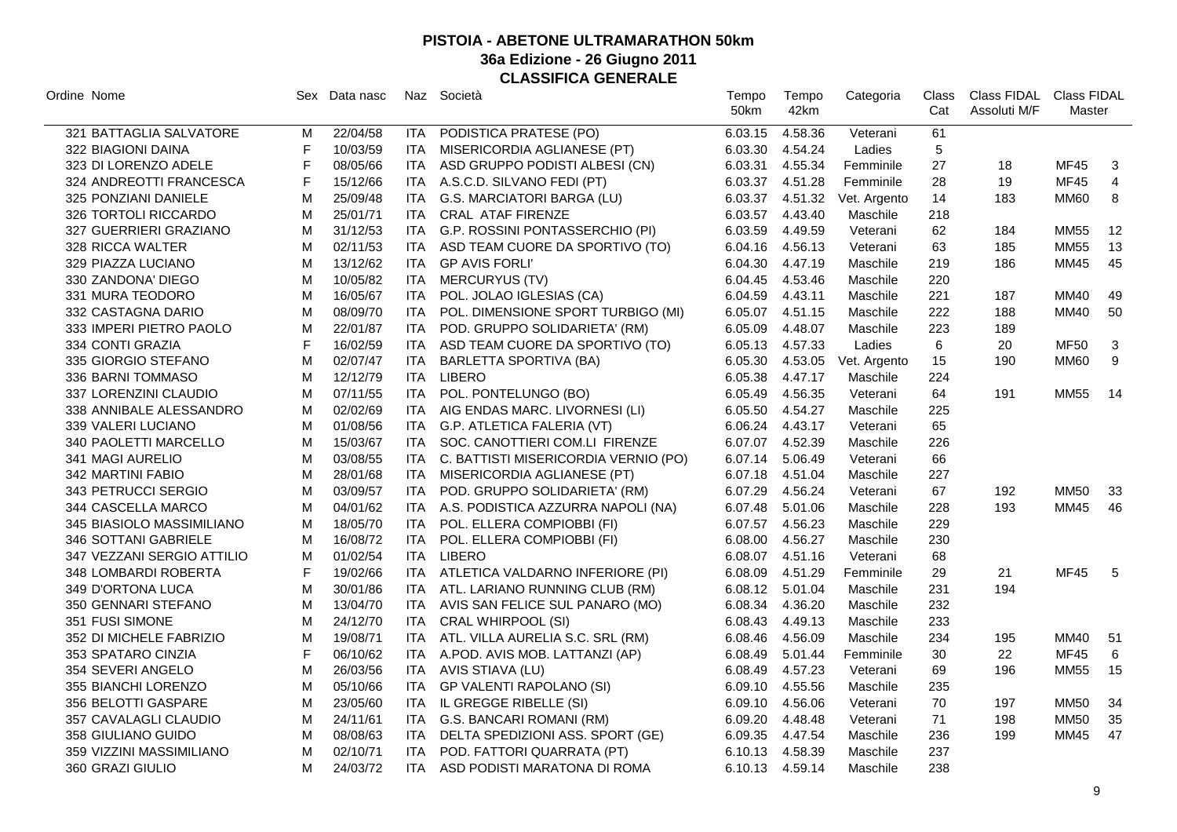# PISTOIA - ABETONE ULTRAMARATHON 50km

## 36a Edizione - 26 Giugno 2011

## CLASSIFICA GENERALE

| Ordine | Nome | Sex | Data nasc | Naz | Società | Tempo 50km | Tempo 42km | Categoria | Class Cat | Class FIDAL Assoluti M/F | Class FIDAL Master | |
|---|---|---|---|---|---|---|---|---|---|---|---|---|
| 321 | BATTAGLIA SALVATORE | M | 22/04/58 | ITA | PODISTICA PRATESE (PO) | 6.03.15 | 4.58.36 | Veterani | 61 | | | |
| 322 | BIAGIONI DAINA | F | 10/03/59 | ITA | MISERICORDIA AGLIANESE (PT) | 6.03.30 | 4.54.24 | Ladies | 5 | | | |
| 323 | DI LORENZO ADELE | F | 08/05/66 | ITA | ASD GRUPPO PODISTI ALBESI (CN) | 6.03.31 | 4.55.34 | Femminile | 27 | 18 | MF45 | 3 |
| 324 | ANDREOTTI FRANCESCA | F | 15/12/66 | ITA | A.S.C.D. SILVANO FEDI (PT) | 6.03.37 | 4.51.28 | Femminile | 28 | 19 | MF45 | 4 |
| 325 | PONZIANI DANIELE | M | 25/09/48 | ITA | G.S. MARCIATORI BARGA (LU) | 6.03.37 | 4.51.32 | Vet. Argento | 14 | 183 | MM60 | 8 |
| 326 | TORTOLI RICCARDO | M | 25/01/71 | ITA | CRAL ATAF FIRENZE | 6.03.57 | 4.43.40 | Maschile | 218 | | | |
| 327 | GUERRIERI GRAZIANO | M | 31/12/53 | ITA | G.P. ROSSINI PONTASSERCHIO (PI) | 6.03.59 | 4.49.59 | Veterani | 62 | 184 | MM55 | 12 |
| 328 | RICCA WALTER | M | 02/11/53 | ITA | ASD TEAM CUORE DA SPORTIVO (TO) | 6.04.16 | 4.56.13 | Veterani | 63 | 185 | MM55 | 13 |
| 329 | PIAZZA LUCIANO | M | 13/12/62 | ITA | GP AVIS FORLI' | 6.04.30 | 4.47.19 | Maschile | 219 | 186 | MM45 | 45 |
| 330 | ZANDONA' DIEGO | M | 10/05/82 | ITA | MERCURYUS (TV) | 6.04.45 | 4.53.46 | Maschile | 220 | | | |
| 331 | MURA TEODORO | M | 16/05/67 | ITA | POL. JOLAO IGLESIAS (CA) | 6.04.59 | 4.43.11 | Maschile | 221 | 187 | MM40 | 49 |
| 332 | CASTAGNA DARIO | M | 08/09/70 | ITA | POL. DIMENSIONE SPORT TURBIGO (MI) | 6.05.07 | 4.51.15 | Maschile | 222 | 188 | MM40 | 50 |
| 333 | IMPERI PIETRO PAOLO | M | 22/01/87 | ITA | POD. GRUPPO SOLIDARIETA' (RM) | 6.05.09 | 4.48.07 | Maschile | 223 | 189 | | |
| 334 | CONTI GRAZIA | F | 16/02/59 | ITA | ASD TEAM CUORE DA SPORTIVO (TO) | 6.05.13 | 4.57.33 | Ladies | 6 | 20 | MF50 | 3 |
| 335 | GIORGIO STEFANO | M | 02/07/47 | ITA | BARLETTA SPORTIVA (BA) | 6.05.30 | 4.53.05 | Vet. Argento | 15 | 190 | MM60 | 9 |
| 336 | BARNI TOMMASO | M | 12/12/79 | ITA | LIBERO | 6.05.38 | 4.47.17 | Maschile | 224 | | | |
| 337 | LORENZINI CLAUDIO | M | 07/11/55 | ITA | POL. PONTELUNGO (BO) | 6.05.49 | 4.56.35 | Veterani | 64 | 191 | MM55 | 14 |
| 338 | ANNIBALE ALESSANDRO | M | 02/02/69 | ITA | AIG ENDAS MARC. LIVORNESI (LI) | 6.05.50 | 4.54.27 | Maschile | 225 | | | |
| 339 | VALERI LUCIANO | M | 01/08/56 | ITA | G.P. ATLETICA FALERIA (VT) | 6.06.24 | 4.43.17 | Veterani | 65 | | | |
| 340 | PAOLETTI MARCELLO | M | 15/03/67 | ITA | SOC. CANOTTIERI COM.LI FIRENZE | 6.07.07 | 4.52.39 | Maschile | 226 | | | |
| 341 | MAGI AURELIO | M | 03/08/55 | ITA | C. BATTISTI MISERICORDIA VERNIO (PO) | 6.07.14 | 5.06.49 | Veterani | 66 | | | |
| 342 | MARTINI FABIO | M | 28/01/68 | ITA | MISERICORDIA AGLIANESE (PT) | 6.07.18 | 4.51.04 | Maschile | 227 | | | |
| 343 | PETRUCCI SERGIO | M | 03/09/57 | ITA | POD. GRUPPO SOLIDARIETA' (RM) | 6.07.29 | 4.56.24 | Veterani | 67 | 192 | MM50 | 33 |
| 344 | CASCELLA MARCO | M | 04/01/62 | ITA | A.S. PODISTICA AZZURRA NAPOLI (NA) | 6.07.48 | 5.01.06 | Maschile | 228 | 193 | MM45 | 46 |
| 345 | BIASIOLO MASSIMILIANO | M | 18/05/70 | ITA | POL. ELLERA COMPIOBBI (FI) | 6.07.57 | 4.56.23 | Maschile | 229 | | | |
| 346 | SOTTANI GABRIELE | M | 16/08/72 | ITA | POL. ELLERA COMPIOBBI (FI) | 6.08.00 | 4.56.27 | Maschile | 230 | | | |
| 347 | VEZZANI SERGIO ATTILIO | M | 01/02/54 | ITA | LIBERO | 6.08.07 | 4.51.16 | Veterani | 68 | | | |
| 348 | LOMBARDI ROBERTA | F | 19/02/66 | ITA | ATLETICA VALDARNO INFERIORE (PI) | 6.08.09 | 4.51.29 | Femminile | 29 | 21 | MF45 | 5 |
| 349 | D'ORTONA LUCA | M | 30/01/86 | ITA | ATL. LARIANO RUNNING CLUB (RM) | 6.08.12 | 5.01.04 | Maschile | 231 | 194 | | |
| 350 | GENNARI STEFANO | M | 13/04/70 | ITA | AVIS SAN FELICE SUL PANARO (MO) | 6.08.34 | 4.36.20 | Maschile | 232 | | | |
| 351 | FUSI SIMONE | M | 24/12/70 | ITA | CRAL WHIRPOOL (SI) | 6.08.43 | 4.49.13 | Maschile | 233 | | | |
| 352 | DI MICHELE FABRIZIO | M | 19/08/71 | ITA | ATL. VILLA AURELIA S.C. SRL (RM) | 6.08.46 | 4.56.09 | Maschile | 234 | 195 | MM40 | 51 |
| 353 | SPATARO CINZIA | F | 06/10/62 | ITA | A.POD. AVIS MOB. LATTANZI (AP) | 6.08.49 | 5.01.44 | Femminile | 30 | 22 | MF45 | 6 |
| 354 | SEVERI ANGELO | M | 26/03/56 | ITA | AVIS STIAVA (LU) | 6.08.49 | 4.57.23 | Veterani | 69 | 196 | MM55 | 15 |
| 355 | BIANCHI LORENZO | M | 05/10/66 | ITA | GP VALENTI RAPOLANO (SI) | 6.09.10 | 4.55.56 | Maschile | 235 | | | |
| 356 | BELOTTI GASPARE | M | 23/05/60 | ITA | IL GREGGE RIBELLE (SI) | 6.09.10 | 4.56.06 | Veterani | 70 | 197 | MM50 | 34 |
| 357 | CAVALAGLI CLAUDIO | M | 24/11/61 | ITA | G.S. BANCARI ROMANI (RM) | 6.09.20 | 4.48.48 | Veterani | 71 | 198 | MM50 | 35 |
| 358 | GIULIANO GUIDO | M | 08/08/63 | ITA | DELTA SPEDIZIONI ASS. SPORT (GE) | 6.09.35 | 4.47.54 | Maschile | 236 | 199 | MM45 | 47 |
| 359 | VIZZINI MASSIMILIANO | M | 02/10/71 | ITA | POD. FATTORI QUARRATA (PT) | 6.10.13 | 4.58.39 | Maschile | 237 | | | |
| 360 | GRAZI GIULIO | M | 24/03/72 | ITA | ASD PODISTI MARATONA DI ROMA | 6.10.13 | 4.59.14 | Maschile | 238 | | | |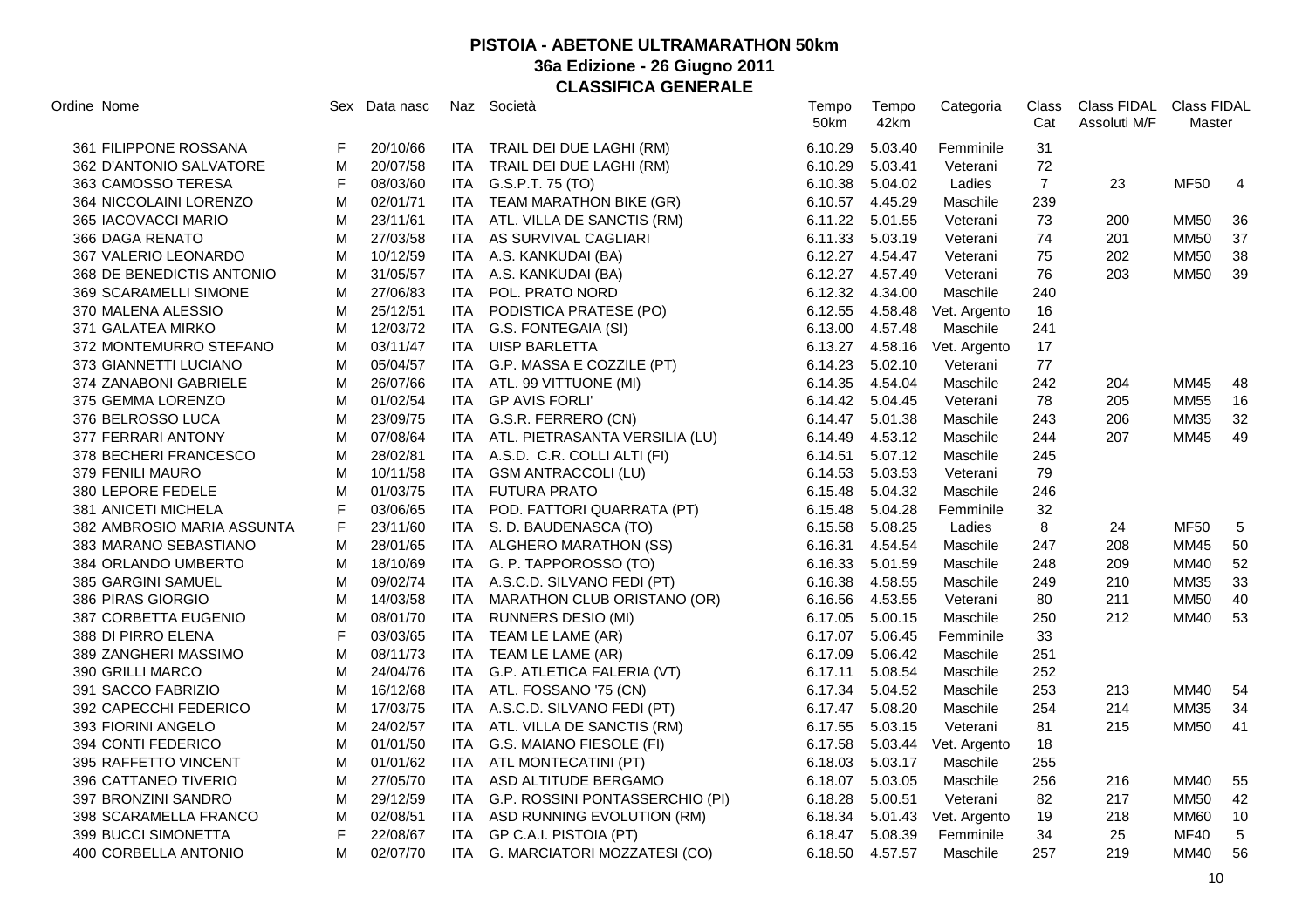# PISTOIA - ABETONE ULTRAMARATHON 50km

## 36a Edizione - 26 Giugno 2011

## CLASSIFICA GENERALE

| Ordine | Nome | Sex | Data nasc | Naz | Società | Tempo 50km | Tempo 42km | Categoria | Class Cat | Class FIDAL Assoluti M/F | Class FIDAL Master | |
|---|---|---|---|---|---|---|---|---|---|---|---|---|
| 361 | FILIPPONE ROSSANA | F | 20/10/66 | ITA | TRAIL DEI DUE LAGHI (RM) | 6.10.29 | 5.03.40 | Femminile | 31 | | | |
| 362 | D'ANTONIO SALVATORE | M | 20/07/58 | ITA | TRAIL DEI DUE LAGHI (RM) | 6.10.29 | 5.03.41 | Veterani | 72 | | | |
| 363 | CAMOSSO TERESA | F | 08/03/60 | ITA | G.S.P.T. 75 (TO) | 6.10.38 | 5.04.02 | Ladies | 7 | 23 | MF50 | 4 |
| 364 | NICCOLAINI LORENZO | M | 02/01/71 | ITA | TEAM MARATHON BIKE (GR) | 6.10.57 | 4.45.29 | Maschile | 239 | | | |
| 365 | IACOVACCI MARIO | M | 23/11/61 | ITA | ATL. VILLA DE SANCTIS (RM) | 6.11.22 | 5.01.55 | Veterani | 73 | 200 | MM50 | 36 |
| 366 | DAGA RENATO | M | 27/03/58 | ITA | AS SURVIVAL CAGLIARI | 6.11.33 | 5.03.19 | Veterani | 74 | 201 | MM50 | 37 |
| 367 | VALERIO LEONARDO | M | 10/12/59 | ITA | A.S. KANKUDAI (BA) | 6.12.27 | 4.54.47 | Veterani | 75 | 202 | MM50 | 38 |
| 368 | DE BENEDICTIS ANTONIO | M | 31/05/57 | ITA | A.S. KANKUDAI (BA) | 6.12.27 | 4.57.49 | Veterani | 76 | 203 | MM50 | 39 |
| 369 | SCARAMELLI SIMONE | M | 27/06/83 | ITA | POL. PRATO NORD | 6.12.32 | 4.34.00 | Maschile | 240 | | | |
| 370 | MALENA ALESSIO | M | 25/12/51 | ITA | PODISTICA PRATESE (PO) | 6.12.55 | 4.58.48 | Vet. Argento | 16 | | | |
| 371 | GALATEA MIRKO | M | 12/03/72 | ITA | G.S. FONTEGAIA (SI) | 6.13.00 | 4.57.48 | Maschile | 241 | | | |
| 372 | MONTEMURRO STEFANO | M | 03/11/47 | ITA | UISP BARLETTA | 6.13.27 | 4.58.16 | Vet. Argento | 17 | | | |
| 373 | GIANNETTI LUCIANO | M | 05/04/57 | ITA | G.P. MASSA E COZZILE (PT) | 6.14.23 | 5.02.10 | Veterani | 77 | | | |
| 374 | ZANABONI GABRIELE | M | 26/07/66 | ITA | ATL. 99 VITTUONE (MI) | 6.14.35 | 4.54.04 | Maschile | 242 | 204 | MM45 | 48 |
| 375 | GEMMA LORENZO | M | 01/02/54 | ITA | GP AVIS FORLI' | 6.14.42 | 5.04.45 | Veterani | 78 | 205 | MM55 | 16 |
| 376 | BELROSSO LUCA | M | 23/09/75 | ITA | G.S.R. FERRERO (CN) | 6.14.47 | 5.01.38 | Maschile | 243 | 206 | MM35 | 32 |
| 377 | FERRARI ANTONY | M | 07/08/64 | ITA | ATL. PIETRASANTA VERSILIA (LU) | 6.14.49 | 4.53.12 | Maschile | 244 | 207 | MM45 | 49 |
| 378 | BECHERI FRANCESCO | M | 28/02/81 | ITA | A.S.D. C.R. COLLI ALTI (FI) | 6.14.51 | 5.07.12 | Maschile | 245 | | | |
| 379 | FENILI MAURO | M | 10/11/58 | ITA | GSM ANTRACCOLI (LU) | 6.14.53 | 5.03.53 | Veterani | 79 | | | |
| 380 | LEPORE FEDELE | M | 01/03/75 | ITA | FUTURA PRATO | 6.15.48 | 5.04.32 | Maschile | 246 | | | |
| 381 | ANICETI MICHELA | F | 03/06/65 | ITA | POD. FATTORI QUARRATA (PT) | 6.15.48 | 5.04.28 | Femminile | 32 | | | |
| 382 | AMBROSIO MARIA ASSUNTA | F | 23/11/60 | ITA | S. D. BAUDENASCA (TO) | 6.15.58 | 5.08.25 | Ladies | 8 | 24 | MF50 | 5 |
| 383 | MARANO SEBASTIANO | M | 28/01/65 | ITA | ALGHERO MARATHON (SS) | 6.16.31 | 4.54.54 | Maschile | 247 | 208 | MM45 | 50 |
| 384 | ORLANDO UMBERTO | M | 18/10/69 | ITA | G. P. TAPPOROSSO (TO) | 6.16.33 | 5.01.59 | Maschile | 248 | 209 | MM40 | 52 |
| 385 | GARGINI SAMUEL | M | 09/02/74 | ITA | A.S.C.D. SILVANO FEDI (PT) | 6.16.38 | 4.58.55 | Maschile | 249 | 210 | MM35 | 33 |
| 386 | PIRAS GIORGIO | M | 14/03/58 | ITA | MARATHON CLUB ORISTANO (OR) | 6.16.56 | 4.53.55 | Veterani | 80 | 211 | MM50 | 40 |
| 387 | CORBETTA EUGENIO | M | 08/01/70 | ITA | RUNNERS DESIO (MI) | 6.17.05 | 5.00.15 | Maschile | 250 | 212 | MM40 | 53 |
| 388 | DI PIRRO ELENA | F | 03/03/65 | ITA | TEAM LE LAME (AR) | 6.17.07 | 5.06.45 | Femminile | 33 | | | |
| 389 | ZANGHERI MASSIMO | M | 08/11/73 | ITA | TEAM LE LAME (AR) | 6.17.09 | 5.06.42 | Maschile | 251 | | | |
| 390 | GRILLI MARCO | M | 24/04/76 | ITA | G.P. ATLETICA FALERIA (VT) | 6.17.11 | 5.08.54 | Maschile | 252 | | | |
| 391 | SACCO FABRIZIO | M | 16/12/68 | ITA | ATL. FOSSANO '75 (CN) | 6.17.34 | 5.04.52 | Maschile | 253 | 213 | MM40 | 54 |
| 392 | CAPECCHI FEDERICO | M | 17/03/75 | ITA | A.S.C.D. SILVANO FEDI (PT) | 6.17.47 | 5.08.20 | Maschile | 254 | 214 | MM35 | 34 |
| 393 | FIORINI ANGELO | M | 24/02/57 | ITA | ATL. VILLA DE SANCTIS (RM) | 6.17.55 | 5.03.15 | Veterani | 81 | 215 | MM50 | 41 |
| 394 | CONTI FEDERICO | M | 01/01/50 | ITA | G.S. MAIANO FIESOLE (FI) | 6.17.58 | 5.03.44 | Vet. Argento | 18 | | | |
| 395 | RAFFETTO VINCENT | M | 01/01/62 | ITA | ATL MONTECATINI (PT) | 6.18.03 | 5.03.17 | Maschile | 255 | | | |
| 396 | CATTANEO TIVERIO | M | 27/05/70 | ITA | ASD ALTITUDE BERGAMO | 6.18.07 | 5.03.05 | Maschile | 256 | 216 | MM40 | 55 |
| 397 | BRONZINI SANDRO | M | 29/12/59 | ITA | G.P. ROSSINI PONTASSERCHIO (PI) | 6.18.28 | 5.00.51 | Veterani | 82 | 217 | MM50 | 42 |
| 398 | SCARAMELLA FRANCO | M | 02/08/51 | ITA | ASD RUNNING EVOLUTION (RM) | 6.18.34 | 5.01.43 | Vet. Argento | 19 | 218 | MM60 | 10 |
| 399 | BUCCI SIMONETTA | F | 22/08/67 | ITA | GP C.A.I. PISTOIA (PT) | 6.18.47 | 5.08.39 | Femminile | 34 | 25 | MF40 | 5 |
| 400 | CORBELLA ANTONIO | M | 02/07/70 | ITA | G. MARCIATORI MOZZATESI (CO) | 6.18.50 | 4.57.57 | Maschile | 257 | 219 | MM40 | 56 |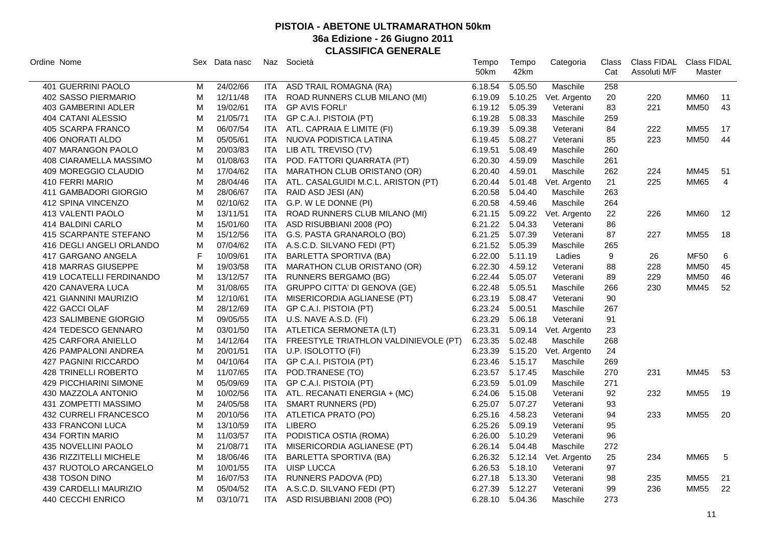# PISTOIA - ABETONE ULTRAMARATHON 50km

## 36a Edizione - 26 Giugno 2011

## CLASSIFICA GENERALE

| Ordine | Nome | Sex | Data nasc | Naz | Società | Tempo 50km | Tempo 42km | Categoria | Class Cat | Class FIDAL Assoluti M/F | Class FIDAL Master | |
|---|---|---|---|---|---|---|---|---|---|---|---|---|
| 401 | GUERRINI PAOLO | M | 24/02/66 | ITA | ASD TRAIL ROMAGNA (RA) | 6.18.54 | 5.05.50 | Maschile | 258 | | | |
| 402 | SASSO PIERMARIO | M | 12/11/48 | ITA | ROAD RUNNERS CLUB MILANO (MI) | 6.19.09 | 5.10.25 | Vet. Argento | 20 | 220 | MM60 | 11 |
| 403 | GAMBERINI ADLER | M | 19/02/61 | ITA | GP AVIS FORLI' | 6.19.12 | 5.05.39 | Veterani | 83 | 221 | MM50 | 43 |
| 404 | CATANI ALESSIO | M | 21/05/71 | ITA | GP C.A.I. PISTOIA (PT) | 6.19.28 | 5.08.33 | Maschile | 259 | | | |
| 405 | SCARPA FRANCO | M | 06/07/54 | ITA | ATL. CAPRAIA E LIMITE (FI) | 6.19.39 | 5.09.38 | Veterani | 84 | 222 | MM55 | 17 |
| 406 | ONORATI ALDO | M | 05/05/61 | ITA | NUOVA PODISTICA LATINA | 6.19.45 | 5.08.27 | Veterani | 85 | 223 | MM50 | 44 |
| 407 | MARANGON PAOLO | M | 20/03/83 | ITA | LIB ATL TREVISO (TV) | 6.19.51 | 5.08.49 | Maschile | 260 | | | |
| 408 | CIARAMELLA MASSIMO | M | 01/08/63 | ITA | POD. FATTORI QUARRATA (PT) | 6.20.30 | 4.59.09 | Maschile | 261 | | | |
| 409 | MOREGGIO CLAUDIO | M | 17/04/62 | ITA | MARATHON CLUB ORISTANO (OR) | 6.20.40 | 4.59.01 | Maschile | 262 | 224 | MM45 | 51 |
| 410 | FERRI MARIO | M | 28/04/46 | ITA | ATL. CASALGUIDI M.C.L. ARISTON (PT) | 6.20.44 | 5.01.48 | Vet. Argento | 21 | 225 | MM65 | 4 |
| 411 | GAMBADORI GIORGIO | M | 28/06/67 | ITA | RAID ASD JESI (AN) | 6.20.58 | 5.04.40 | Maschile | 263 | | | |
| 412 | SPINA VINCENZO | M | 02/10/62 | ITA | G.P. W LE DONNE (PI) | 6.20.58 | 4.59.46 | Maschile | 264 | | | |
| 413 | VALENTI PAOLO | M | 13/11/51 | ITA | ROAD RUNNERS CLUB MILANO (MI) | 6.21.15 | 5.09.22 | Vet. Argento | 22 | 226 | MM60 | 12 |
| 414 | BALDINI CARLO | M | 15/01/60 | ITA | ASD RISUBBIANI 2008 (PO) | 6.21.22 | 5.04.33 | Veterani | 86 | | | |
| 415 | SCARPANTE STEFANO | M | 15/12/56 | ITA | G.S. PASTA GRANAROLO (BO) | 6.21.25 | 5.07.39 | Veterani | 87 | 227 | MM55 | 18 |
| 416 | DEGLI ANGELI ORLANDO | M | 07/04/62 | ITA | A.S.C.D. SILVANO FEDI (PT) | 6.21.52 | 5.05.39 | Maschile | 265 | | | |
| 417 | GARGANO ANGELA | F | 10/09/61 | ITA | BARLETTA SPORTIVA (BA) | 6.22.00 | 5.11.19 | Ladies | 9 | 26 | MF50 | 6 |
| 418 | MARRAS GIUSEPPE | M | 19/03/58 | ITA | MARATHON CLUB ORISTANO (OR) | 6.22.30 | 4.59.12 | Veterani | 88 | 228 | MM50 | 45 |
| 419 | LOCATELLI FERDINANDO | M | 13/12/57 | ITA | RUNNERS BERGAMO (BG) | 6.22.44 | 5.05.07 | Veterani | 89 | 229 | MM50 | 46 |
| 420 | CANAVERA LUCA | M | 31/08/65 | ITA | GRUPPO CITTA' DI GENOVA (GE) | 6.22.48 | 5.05.51 | Maschile | 266 | 230 | MM45 | 52 |
| 421 | GIANNINI MAURIZIO | M | 12/10/61 | ITA | MISERICORDIA AGLIANESE (PT) | 6.23.19 | 5.08.47 | Veterani | 90 | | | |
| 422 | GACCI OLAF | M | 28/12/69 | ITA | GP C.A.I. PISTOIA (PT) | 6.23.24 | 5.00.51 | Maschile | 267 | | | |
| 423 | SALIMBENE GIORGIO | M | 09/05/55 | ITA | U.S. NAVE A.S.D. (FI) | 6.23.29 | 5.06.18 | Veterani | 91 | | | |
| 424 | TEDESCO GENNARO | M | 03/01/50 | ITA | ATLETICA SERMONETA (LT) | 6.23.31 | 5.09.14 | Vet. Argento | 23 | | | |
| 425 | CARFORA ANIELLO | M | 14/12/64 | ITA | FREESTYLE TRIATHLON VALDINIEVOLE (PT) | 6.23.35 | 5.02.48 | Maschile | 268 | | | |
| 426 | PAMPALONI ANDREA | M | 20/01/51 | ITA | U.P. ISOLOTTO (FI) | 6.23.39 | 5.15.20 | Vet. Argento | 24 | | | |
| 427 | PAGNINI RICCARDO | M | 04/10/64 | ITA | GP C.A.I. PISTOIA (PT) | 6.23.46 | 5.15.17 | Maschile | 269 | | | |
| 428 | TRINELLI ROBERTO | M | 11/07/65 | ITA | POD.TRANESE (TO) | 6.23.57 | 5.17.45 | Maschile | 270 | 231 | MM45 | 53 |
| 429 | PICCHIARINI SIMONE | M | 05/09/69 | ITA | GP C.A.I. PISTOIA (PT) | 6.23.59 | 5.01.09 | Maschile | 271 | | | |
| 430 | MAZZOLA ANTONIO | M | 10/02/56 | ITA | ATL. RECANATI ENERGIA + (MC) | 6.24.06 | 5.15.08 | Veterani | 92 | 232 | MM55 | 19 |
| 431 | ZOMPETTI MASSIMO | M | 24/05/58 | ITA | SMART RUNNERS (PD) | 6.25.07 | 5.07.27 | Veterani | 93 | | | |
| 432 | CURRELI FRANCESCO | M | 20/10/56 | ITA | ATLETICA PRATO (PO) | 6.25.16 | 4.58.23 | Veterani | 94 | 233 | MM55 | 20 |
| 433 | FRANCONI LUCA | M | 13/10/59 | ITA | LIBERO | 6.25.26 | 5.09.19 | Veterani | 95 | | | |
| 434 | FORTIN MARIO | M | 11/03/57 | ITA | PODISTICA OSTIA (ROMA) | 6.26.00 | 5.10.29 | Veterani | 96 | | | |
| 435 | NOVELLINI PAOLO | M | 21/08/71 | ITA | MISERICORDIA AGLIANESE (PT) | 6.26.14 | 5.04.48 | Maschile | 272 | | | |
| 436 | RIZZITELLI MICHELE | M | 18/06/46 | ITA | BARLETTA SPORTIVA (BA) | 6.26.32 | 5.12.14 | Vet. Argento | 25 | 234 | MM65 | 5 |
| 437 | RUOTOLO ARCANGELO | M | 10/01/55 | ITA | UISP LUCCA | 6.26.53 | 5.18.10 | Veterani | 97 | | | |
| 438 | TOSON DINO | M | 16/07/53 | ITA | RUNNERS PADOVA (PD) | 6.27.18 | 5.13.30 | Veterani | 98 | 235 | MM55 | 21 |
| 439 | CARDELLI MAURIZIO | M | 05/04/52 | ITA | A.S.C.D. SILVANO FEDI (PT) | 6.27.39 | 5.12.27 | Veterani | 99 | 236 | MM55 | 22 |
| 440 | CECCHI ENRICO | M | 03/10/71 | ITA | ASD RISUBBIANI 2008 (PO) | 6.28.10 | 5.04.36 | Maschile | 273 | | | |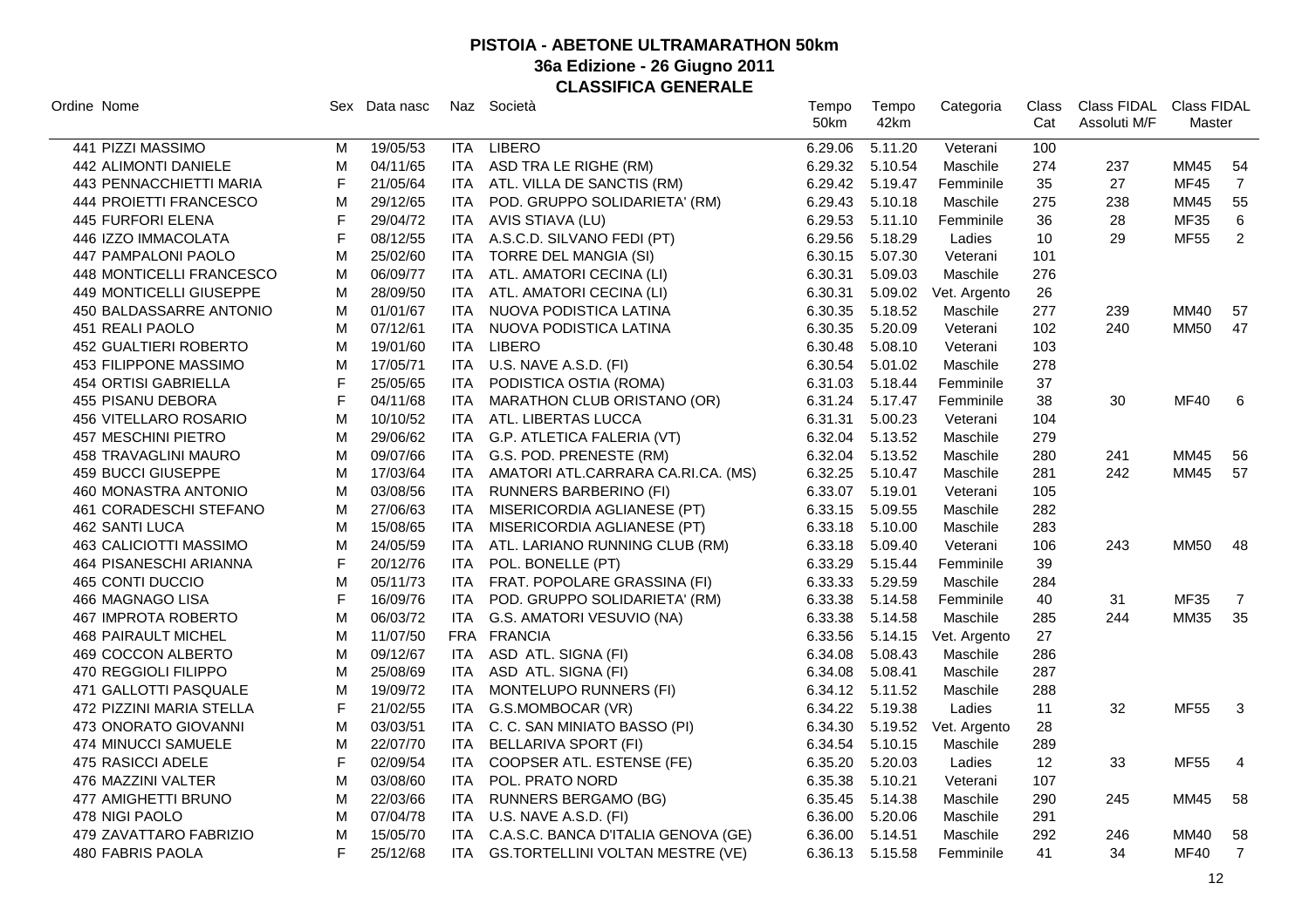# PISTOIA - ABETONE ULTRAMARATHON 50km

## 36a Edizione - 26 Giugno 2011

## CLASSIFICA GENERALE

| Ordine | Nome | Sex | Data nasc | Naz | Società | Tempo 50km | Tempo 42km | Categoria | Class Cat | Class FIDAL Assoluti M/F | Class FIDAL Master | |
|---|---|---|---|---|---|---|---|---|---|---|---|---|
| 441 | PIZZI MASSIMO | M | 19/05/53 | ITA | LIBERO | 6.29.06 | 5.11.20 | Veterani | 100 | | | |
| 442 | ALIMONTI DANIELE | M | 04/11/65 | ITA | ASD TRA LE RIGHE (RM) | 6.29.32 | 5.10.54 | Maschile | 274 | 237 | MM45 | 54 |
| 443 | PENNACCHIETTI MARIA | F | 21/05/64 | ITA | ATL. VILLA DE SANCTIS (RM) | 6.29.42 | 5.19.47 | Femminile | 35 | 27 | MF45 | 7 |
| 444 | PROIETTI FRANCESCO | M | 29/12/65 | ITA | POD. GRUPPO SOLIDARIETA' (RM) | 6.29.43 | 5.10.18 | Maschile | 275 | 238 | MM45 | 55 |
| 445 | FURFORI ELENA | F | 29/04/72 | ITA | AVIS STIAVA (LU) | 6.29.53 | 5.11.10 | Femminile | 36 | 28 | MF35 | 6 |
| 446 | IZZO IMMACOLATA | F | 08/12/55 | ITA | A.S.C.D. SILVANO FEDI (PT) | 6.29.56 | 5.18.29 | Ladies | 10 | 29 | MF55 | 2 |
| 447 | PAMPALONI PAOLO | M | 25/02/60 | ITA | TORRE DEL MANGIA (SI) | 6.30.15 | 5.07.30 | Veterani | 101 | | | |
| 448 | MONTICELLI FRANCESCO | M | 06/09/77 | ITA | ATL. AMATORI CECINA (LI) | 6.30.31 | 5.09.03 | Maschile | 276 | | | |
| 449 | MONTICELLI GIUSEPPE | M | 28/09/50 | ITA | ATL. AMATORI CECINA (LI) | 6.30.31 | 5.09.02 | Vet. Argento | 26 | | | |
| 450 | BALDASSARRE ANTONIO | M | 01/01/67 | ITA | NUOVA PODISTICA LATINA | 6.30.35 | 5.18.52 | Maschile | 277 | 239 | MM40 | 57 |
| 451 | REALI PAOLO | M | 07/12/61 | ITA | NUOVA PODISTICA LATINA | 6.30.35 | 5.20.09 | Veterani | 102 | 240 | MM50 | 47 |
| 452 | GUALTIERI ROBERTO | M | 19/01/60 | ITA | LIBERO | 6.30.48 | 5.08.10 | Veterani | 103 | | | |
| 453 | FILIPPONE MASSIMO | M | 17/05/71 | ITA | U.S. NAVE A.S.D. (FI) | 6.30.54 | 5.01.02 | Maschile | 278 | | | |
| 454 | ORTISI GABRIELLA | F | 25/05/65 | ITA | PODISTICA OSTIA (ROMA) | 6.31.03 | 5.18.44 | Femminile | 37 | | | |
| 455 | PISANU DEBORA | F | 04/11/68 | ITA | MARATHON CLUB ORISTANO (OR) | 6.31.24 | 5.17.47 | Femminile | 38 | 30 | MF40 | 6 |
| 456 | VITELLARO ROSARIO | M | 10/10/52 | ITA | ATL. LIBERTAS LUCCA | 6.31.31 | 5.00.23 | Veterani | 104 | | | |
| 457 | MESCHINI PIETRO | M | 29/06/62 | ITA | G.P. ATLETICA FALERIA (VT) | 6.32.04 | 5.13.52 | Maschile | 279 | | | |
| 458 | TRAVAGLINI MAURO | M | 09/07/66 | ITA | G.S. POD. PRENESTE (RM) | 6.32.04 | 5.13.52 | Maschile | 280 | 241 | MM45 | 56 |
| 459 | BUCCI GIUSEPPE | M | 17/03/64 | ITA | AMATORI ATL.CARRARA CA.RI.CA. (MS) | 6.32.25 | 5.10.47 | Maschile | 281 | 242 | MM45 | 57 |
| 460 | MONASTRA ANTONIO | M | 03/08/56 | ITA | RUNNERS BARBERINO (FI) | 6.33.07 | 5.19.01 | Veterani | 105 | | | |
| 461 | CORADESCHI STEFANO | M | 27/06/63 | ITA | MISERICORDIA AGLIANESE (PT) | 6.33.15 | 5.09.55 | Maschile | 282 | | | |
| 462 | SANTI LUCA | M | 15/08/65 | ITA | MISERICORDIA AGLIANESE (PT) | 6.33.18 | 5.10.00 | Maschile | 283 | | | |
| 463 | CALICIOTTI MASSIMO | M | 24/05/59 | ITA | ATL. LARIANO RUNNING CLUB (RM) | 6.33.18 | 5.09.40 | Veterani | 106 | 243 | MM50 | 48 |
| 464 | PISANESCHI ARIANNA | F | 20/12/76 | ITA | POL. BONELLE (PT) | 6.33.29 | 5.15.44 | Femminile | 39 | | | |
| 465 | CONTI DUCCIO | M | 05/11/73 | ITA | FRAT. POPOLARE GRASSINA (FI) | 6.33.33 | 5.29.59 | Maschile | 284 | | | |
| 466 | MAGNAGO LISA | F | 16/09/76 | ITA | POD. GRUPPO SOLIDARIETA' (RM) | 6.33.38 | 5.14.58 | Femminile | 40 | 31 | MF35 | 7 |
| 467 | IMPROTA ROBERTO | M | 06/03/72 | ITA | G.S. AMATORI VESUVIO (NA) | 6.33.38 | 5.14.58 | Maschile | 285 | 244 | MM35 | 35 |
| 468 | PAIRAULT MICHEL | M | 11/07/50 | FRA | FRANCIA | 6.33.56 | 5.14.15 | Vet. Argento | 27 | | | |
| 469 | COCCON ALBERTO | M | 09/12/67 | ITA | ASD ATL. SIGNA (FI) | 6.34.08 | 5.08.43 | Maschile | 286 | | | |
| 470 | REGGIOLI FILIPPO | M | 25/08/69 | ITA | ASD ATL. SIGNA (FI) | 6.34.08 | 5.08.41 | Maschile | 287 | | | |
| 471 | GALLOTTI PASQUALE | M | 19/09/72 | ITA | MONTELUPO RUNNERS (FI) | 6.34.12 | 5.11.52 | Maschile | 288 | | | |
| 472 | PIZZINI MARIA STELLA | F | 21/02/55 | ITA | G.S.MOMBOCAR (VR) | 6.34.22 | 5.19.38 | Ladies | 11 | 32 | MF55 | 3 |
| 473 | ONORATO GIOVANNI | M | 03/03/51 | ITA | C. C. SAN MINIATO BASSO (PI) | 6.34.30 | 5.19.52 | Vet. Argento | 28 | | | |
| 474 | MINUCCI SAMUELE | M | 22/07/70 | ITA | BELLARIVA SPORT (FI) | 6.34.54 | 5.10.15 | Maschile | 289 | | | |
| 475 | RASICCI ADELE | F | 02/09/54 | ITA | COOPSER ATL. ESTENSE (FE) | 6.35.20 | 5.20.03 | Ladies | 12 | 33 | MF55 | 4 |
| 476 | MAZZINI VALTER | M | 03/08/60 | ITA | POL. PRATO NORD | 6.35.38 | 5.10.21 | Veterani | 107 | | | |
| 477 | AMIGHETTI BRUNO | M | 22/03/66 | ITA | RUNNERS BERGAMO (BG) | 6.35.45 | 5.14.38 | Maschile | 290 | 245 | MM45 | 58 |
| 478 | NIGI PAOLO | M | 07/04/78 | ITA | U.S. NAVE A.S.D. (FI) | 6.36.00 | 5.20.06 | Maschile | 291 | | | |
| 479 | ZAVATTARO FABRIZIO | M | 15/05/70 | ITA | C.A.S.C. BANCA D'ITALIA GENOVA (GE) | 6.36.00 | 5.14.51 | Maschile | 292 | 246 | MM40 | 58 |
| 480 | FABRIS PAOLA | F | 25/12/68 | ITA | GS.TORTELLINI VOLTAN MESTRE (VE) | 6.36.13 | 5.15.58 | Femminile | 41 | 34 | MF40 | 7 |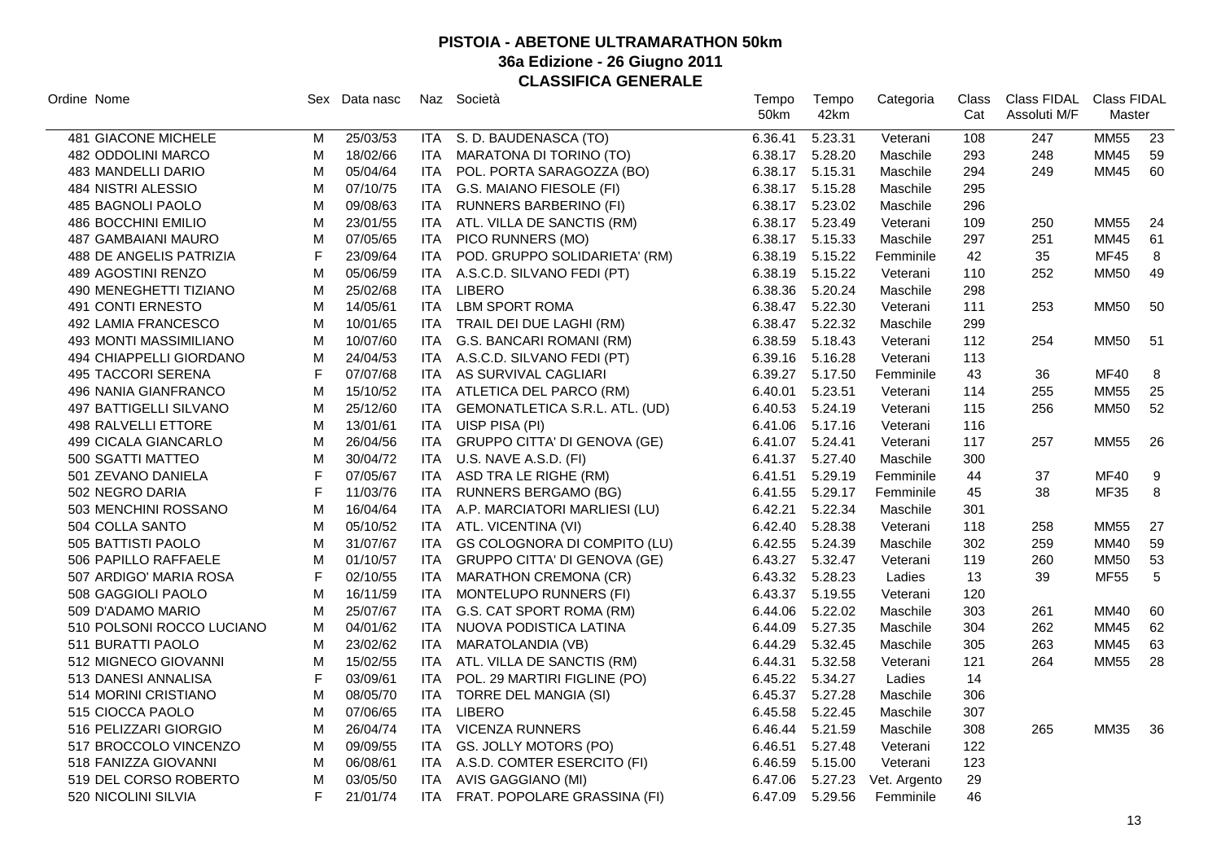# PISTOIA - ABETONE ULTRAMARATHON 50km

## 36a Edizione - 26 Giugno 2011

## CLASSIFICA GENERALE

| Ordine | Nome | Sex | Data nasc | Naz | Società | Tempo 50km | Tempo 42km | Categoria | Class Cat | Class FIDAL Assoluti M/F | Class FIDAL Master | |
|---|---|---|---|---|---|---|---|---|---|---|---|---|
| 481 | GIACONE MICHELE | M | 25/03/53 | ITA | S. D. BAUDENASCA (TO) | 6.36.41 | 5.23.31 | Veterani | 108 | 247 | MM55 | 23 |
| 482 | ODDOLINI MARCO | M | 18/02/66 | ITA | MARATONA DI TORINO (TO) | 6.38.17 | 5.28.20 | Maschile | 293 | 248 | MM45 | 59 |
| 483 | MANDELLI DARIO | M | 05/04/64 | ITA | POL. PORTA SARAGOZZA (BO) | 6.38.17 | 5.15.31 | Maschile | 294 | 249 | MM45 | 60 |
| 484 | NISTRI ALESSIO | M | 07/10/75 | ITA | G.S. MAIANO FIESOLE (FI) | 6.38.17 | 5.15.28 | Maschile | 295 | | | |
| 485 | BAGNOLI PAOLO | M | 09/08/63 | ITA | RUNNERS BARBERINO (FI) | 6.38.17 | 5.23.02 | Maschile | 296 | | | |
| 486 | BOCCHINI EMILIO | M | 23/01/55 | ITA | ATL. VILLA DE SANCTIS (RM) | 6.38.17 | 5.23.49 | Veterani | 109 | 250 | MM55 | 24 |
| 487 | GAMBAIANI MAURO | M | 07/05/65 | ITA | PICO RUNNERS (MO) | 6.38.17 | 5.15.33 | Maschile | 297 | 251 | MM45 | 61 |
| 488 | DE ANGELIS PATRIZIA | F | 23/09/64 | ITA | POD. GRUPPO SOLIDARIETA' (RM) | 6.38.19 | 5.15.22 | Femminile | 42 | 35 | MF45 | 8 |
| 489 | AGOSTINI RENZO | M | 05/06/59 | ITA | A.S.C.D. SILVANO FEDI (PT) | 6.38.19 | 5.15.22 | Veterani | 110 | 252 | MM50 | 49 |
| 490 | MENEGHETTI TIZIANO | M | 25/02/68 | ITA | LIBERO | 6.38.36 | 5.20.24 | Maschile | 298 | | | |
| 491 | CONTI ERNESTO | M | 14/05/61 | ITA | LBM SPORT ROMA | 6.38.47 | 5.22.30 | Veterani | 111 | 253 | MM50 | 50 |
| 492 | LAMIA FRANCESCO | M | 10/01/65 | ITA | TRAIL DEI DUE LAGHI (RM) | 6.38.47 | 5.22.32 | Maschile | 299 | | | |
| 493 | MONTI MASSIMILIANO | M | 10/07/60 | ITA | G.S. BANCARI ROMANI (RM) | 6.38.59 | 5.18.43 | Veterani | 112 | 254 | MM50 | 51 |
| 494 | CHIAPPELLI GIORDANO | M | 24/04/53 | ITA | A.S.C.D. SILVANO FEDI (PT) | 6.39.16 | 5.16.28 | Veterani | 113 | | | |
| 495 | TACCORI SERENA | F | 07/07/68 | ITA | AS SURVIVAL CAGLIARI | 6.39.27 | 5.17.50 | Femminile | 43 | 36 | MF40 | 8 |
| 496 | NANIA GIANFRANCO | M | 15/10/52 | ITA | ATLETICA DEL PARCO (RM) | 6.40.01 | 5.23.51 | Veterani | 114 | 255 | MM55 | 25 |
| 497 | BATTIGELLI SILVANO | M | 25/12/60 | ITA | GEMONATLETICA S.R.L. ATL. (UD) | 6.40.53 | 5.24.19 | Veterani | 115 | 256 | MM50 | 52 |
| 498 | RALVELLI ETTORE | M | 13/01/61 | ITA | UISP PISA (PI) | 6.41.06 | 5.17.16 | Veterani | 116 | | | |
| 499 | CICALA GIANCARLO | M | 26/04/56 | ITA | GRUPPO CITTA' DI GENOVA (GE) | 6.41.07 | 5.24.41 | Veterani | 117 | 257 | MM55 | 26 |
| 500 | SGATTI MATTEO | M | 30/04/72 | ITA | U.S. NAVE A.S.D. (FI) | 6.41.37 | 5.27.40 | Maschile | 300 | | | |
| 501 | ZEVANO DANIELA | F | 07/05/67 | ITA | ASD TRA LE RIGHE (RM) | 6.41.51 | 5.29.19 | Femminile | 44 | 37 | MF40 | 9 |
| 502 | NEGRO DARIA | F | 11/03/76 | ITA | RUNNERS BERGAMO (BG) | 6.41.55 | 5.29.17 | Femminile | 45 | 38 | MF35 | 8 |
| 503 | MENCHINI ROSSANO | M | 16/04/64 | ITA | A.P. MARCIATORI MARLIESI (LU) | 6.42.21 | 5.22.34 | Maschile | 301 | | | |
| 504 | COLLA SANTO | M | 05/10/52 | ITA | ATL. VICENTINA (VI) | 6.42.40 | 5.28.38 | Veterani | 118 | 258 | MM55 | 27 |
| 505 | BATTISTI PAOLO | M | 31/07/67 | ITA | GS COLOGNORA DI COMPITO (LU) | 6.42.55 | 5.24.39 | Maschile | 302 | 259 | MM40 | 59 |
| 506 | PAPILLO RAFFAELE | M | 01/10/57 | ITA | GRUPPO CITTA' DI GENOVA (GE) | 6.43.27 | 5.32.47 | Veterani | 119 | 260 | MM50 | 53 |
| 507 | ARDIGO' MARIA ROSA | F | 02/10/55 | ITA | MARATHON CREMONA (CR) | 6.43.32 | 5.28.23 | Ladies | 13 | 39 | MF55 | 5 |
| 508 | GAGGIOLI PAOLO | M | 16/11/59 | ITA | MONTELUPO RUNNERS (FI) | 6.43.37 | 5.19.55 | Veterani | 120 | | | |
| 509 | D'ADAMO MARIO | M | 25/07/67 | ITA | G.S. CAT SPORT ROMA (RM) | 6.44.06 | 5.22.02 | Maschile | 303 | 261 | MM40 | 60 |
| 510 | POLSONI ROCCO LUCIANO | M | 04/01/62 | ITA | NUOVA PODISTICA LATINA | 6.44.09 | 5.27.35 | Maschile | 304 | 262 | MM45 | 62 |
| 511 | BURATTI PAOLO | M | 23/02/62 | ITA | MARATOLANDIA (VB) | 6.44.29 | 5.32.45 | Maschile | 305 | 263 | MM45 | 63 |
| 512 | MIGNECO GIOVANNI | M | 15/02/55 | ITA | ATL. VILLA DE SANCTIS (RM) | 6.44.31 | 5.32.58 | Veterani | 121 | 264 | MM55 | 28 |
| 513 | DANESI ANNALISA | F | 03/09/61 | ITA | POL. 29 MARTIRI FIGLINE (PO) | 6.45.22 | 5.34.27 | Ladies | 14 | | | |
| 514 | MORINI CRISTIANO | M | 08/05/70 | ITA | TORRE DEL MANGIA (SI) | 6.45.37 | 5.27.28 | Maschile | 306 | | | |
| 515 | CIOCCA PAOLO | M | 07/06/65 | ITA | LIBERO | 6.45.58 | 5.22.45 | Maschile | 307 | | | |
| 516 | PELIZZARI GIORGIO | M | 26/04/74 | ITA | VICENZA RUNNERS | 6.46.44 | 5.21.59 | Maschile | 308 | 265 | MM35 | 36 |
| 517 | BROCCOLO VINCENZO | M | 09/09/55 | ITA | GS. JOLLY MOTORS (PO) | 6.46.51 | 5.27.48 | Veterani | 122 | | | |
| 518 | FANIZZA GIOVANNI | M | 06/08/61 | ITA | A.S.D. COMTER ESERCITO (FI) | 6.46.59 | 5.15.00 | Veterani | 123 | | | |
| 519 | DEL CORSO ROBERTO | M | 03/05/50 | ITA | AVIS GAGGIANO (MI) | 6.47.06 | 5.27.23 | Vet. Argento | 29 | | | |
| 520 | NICOLINI SILVIA | F | 21/01/74 | ITA | FRAT. POPOLARE GRASSINA (FI) | 6.47.09 | 5.29.56 | Femminile | 46 | | | |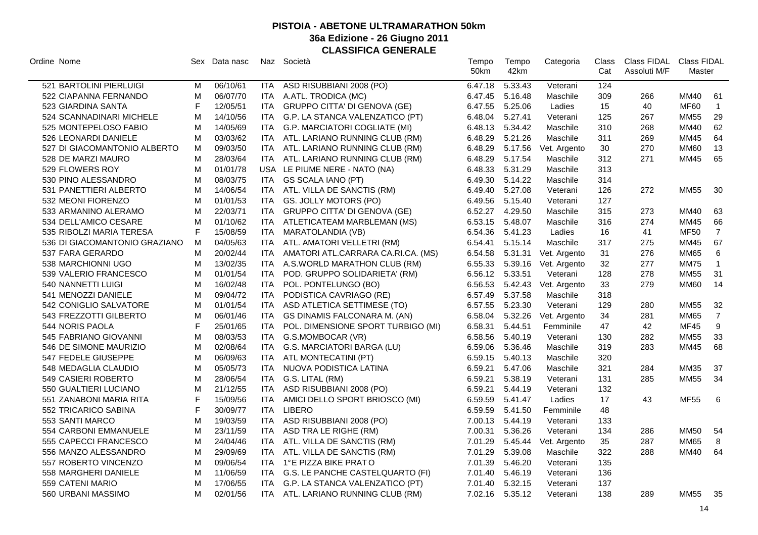# PISTOIA - ABETONE ULTRAMARATHON 50km

## 36a Edizione - 26 Giugno 2011

## CLASSIFICA GENERALE

| Ordine | Nome | Sex | Data nasc | Naz | Società | Tempo 50km | Tempo 42km | Categoria | Class Cat | Class FIDAL Assoluti M/F | Class FIDAL Master | |
|---|---|---|---|---|---|---|---|---|---|---|---|---|
| 521 | BARTOLINI PIERLUIGI | M | 06/10/61 | ITA | ASD RISUBBIANI 2008 (PO) | 6.47.18 | 5.33.43 | Veterani | 124 | | | |
| 522 | CIAPANNA FERNANDO | M | 06/07/70 | ITA | A.ATL. TRODICA (MC) | 6.47.45 | 5.16.48 | Maschile | 309 | 266 | MM40 | 61 |
| 523 | GIARDINA SANTA | F | 12/05/51 | ITA | GRUPPO CITTA' DI GENOVA (GE) | 6.47.55 | 5.25.06 | Ladies | 15 | 40 | MF60 | 1 |
| 524 | SCANNADINARI MICHELE | M | 14/10/56 | ITA | G.P. LA STANCA VALENZATICO (PT) | 6.48.04 | 5.27.41 | Veterani | 125 | 267 | MM55 | 29 |
| 525 | MONTEPELOSO FABIO | M | 14/05/69 | ITA | G.P. MARCIATORI COGLIATE (MI) | 6.48.13 | 5.34.42 | Maschile | 310 | 268 | MM40 | 62 |
| 526 | LEONARDI DANIELE | M | 03/03/62 | ITA | ATL. LARIANO RUNNING CLUB (RM) | 6.48.29 | 5.21.26 | Maschile | 311 | 269 | MM45 | 64 |
| 527 | DI GIACOMANTONIO ALBERTO | M | 09/03/50 | ITA | ATL. LARIANO RUNNING CLUB (RM) | 6.48.29 | 5.17.56 | Vet. Argento | 30 | 270 | MM60 | 13 |
| 528 | DE MARZI MAURO | M | 28/03/64 | ITA | ATL. LARIANO RUNNING CLUB (RM) | 6.48.29 | 5.17.54 | Maschile | 312 | 271 | MM45 | 65 |
| 529 | FLOWERS ROY | M | 01/01/78 | USA | LE PIUME NERE - NATO (NA) | 6.48.33 | 5.31.29 | Maschile | 313 | | | |
| 530 | PINO ALESSANDRO | M | 08/03/75 | ITA | GS SCALA IANO (PT) | 6.49.30 | 5.14.22 | Maschile | 314 | | | |
| 531 | PANETTIERI ALBERTO | M | 14/06/54 | ITA | ATL. VILLA DE SANCTIS (RM) | 6.49.40 | 5.27.08 | Veterani | 126 | 272 | MM55 | 30 |
| 532 | MEONI FIORENZO | M | 01/01/53 | ITA | GS. JOLLY MOTORS (PO) | 6.49.56 | 5.15.40 | Veterani | 127 | | | |
| 533 | ARMANINO ALERAMO | M | 22/03/71 | ITA | GRUPPO CITTA' DI GENOVA (GE) | 6.52.27 | 4.29.50 | Maschile | 315 | 273 | MM40 | 63 |
| 534 | DELL'AMICO CESARE | M | 01/10/62 | ITA | ATLETICATEAM MARBLEMAN (MS) | 6.53.15 | 5.48.07 | Maschile | 316 | 274 | MM45 | 66 |
| 535 | RIBOLZI MARIA TERESA | F | 15/08/59 | ITA | MARATOLANDIA (VB) | 6.54.36 | 5.41.23 | Ladies | 16 | 41 | MF50 | 7 |
| 536 | DI GIACOMANTONIO GRAZIANO | M | 04/05/63 | ITA | ATL. AMATORI VELLETRI (RM) | 6.54.41 | 5.15.14 | Maschile | 317 | 275 | MM45 | 67 |
| 537 | FARA GERARDO | M | 20/02/44 | ITA | AMATORI ATL.CARRARA CA.RI.CA. (MS) | 6.54.58 | 5.31.31 | Vet. Argento | 31 | 276 | MM65 | 6 |
| 538 | MARCHIONNI UGO | M | 13/02/35 | ITA | A.S.WORLD MARATHON CLUB (RM) | 6.55.33 | 5.39.16 | Vet. Argento | 32 | 277 | MM75 | 1 |
| 539 | VALERIO FRANCESCO | M | 01/01/54 | ITA | POD. GRUPPO SOLIDARIETA' (RM) | 6.56.12 | 5.33.51 | Veterani | 128 | 278 | MM55 | 31 |
| 540 | NANNETTI LUIGI | M | 16/02/48 | ITA | POL. PONTELUNGO (BO) | 6.56.53 | 5.42.43 | Vet. Argento | 33 | 279 | MM60 | 14 |
| 541 | MENOZZI DANIELE | M | 09/04/72 | ITA | PODISTICA CAVRIAGO (RE) | 6.57.49 | 5.37.58 | Maschile | 318 | | | |
| 542 | CONIGLIO SALVATORE | M | 01/01/54 | ITA | ASD ATLETICA SETTIMESE (TO) | 6.57.55 | 5.23.30 | Veterani | 129 | 280 | MM55 | 32 |
| 543 | FREZZOTTI GILBERTO | M | 06/01/46 | ITA | GS DINAMIS FALCONARA M. (AN) | 6.58.04 | 5.32.26 | Vet. Argento | 34 | 281 | MM65 | 7 |
| 544 | NORIS PAOLA | F | 25/01/65 | ITA | POL. DIMENSIONE SPORT TURBIGO (MI) | 6.58.31 | 5.44.51 | Femminile | 47 | 42 | MF45 | 9 |
| 545 | FABRIANO GIOVANNI | M | 08/03/53 | ITA | G.S.MOMBOCAR (VR) | 6.58.56 | 5.40.19 | Veterani | 130 | 282 | MM55 | 33 |
| 546 | DE SIMONE MAURIZIO | M | 02/08/64 | ITA | G.S. MARCIATORI BARGA (LU) | 6.59.06 | 5.36.46 | Maschile | 319 | 283 | MM45 | 68 |
| 547 | FEDELE GIUSEPPE | M | 06/09/63 | ITA | ATL MONTECATINI (PT) | 6.59.15 | 5.40.13 | Maschile | 320 | | | |
| 548 | MEDAGLIA CLAUDIO | M | 05/05/73 | ITA | NUOVA PODISTICA LATINA | 6.59.21 | 5.47.06 | Maschile | 321 | 284 | MM35 | 37 |
| 549 | CASIERI ROBERTO | M | 28/06/54 | ITA | G.S. LITAL (RM) | 6.59.21 | 5.38.19 | Veterani | 131 | 285 | MM55 | 34 |
| 550 | GUALTIERI LUCIANO | M | 21/12/55 | ITA | ASD RISUBBIANI 2008 (PO) | 6.59.21 | 5.44.19 | Veterani | 132 | | | |
| 551 | ZANABONI MARIA RITA | F | 15/09/56 | ITA | AMICI DELLO SPORT BRIOSCO (MI) | 6.59.59 | 5.41.47 | Ladies | 17 | 43 | MF55 | 6 |
| 552 | TRICARICO SABINA | F | 30/09/77 | ITA | LIBERO | 6.59.59 | 5.41.50 | Femminile | 48 | | | |
| 553 | SANTI MARCO | M | 19/03/59 | ITA | ASD RISUBBIANI 2008 (PO) | 7.00.13 | 5.44.19 | Veterani | 133 | | | |
| 554 | CARBONI EMMANUELE | M | 23/11/59 | ITA | ASD TRA LE RIGHE (RM) | 7.00.31 | 5.36.26 | Veterani | 134 | 286 | MM50 | 54 |
| 555 | CAPECCI FRANCESCO | M | 24/04/46 | ITA | ATL. VILLA DE SANCTIS (RM) | 7.01.29 | 5.45.44 | Vet. Argento | 35 | 287 | MM65 | 8 |
| 556 | MANZO ALESSANDRO | M | 29/09/69 | ITA | ATL. VILLA DE SANCTIS (RM) | 7.01.29 | 5.39.08 | Maschile | 322 | 288 | MM40 | 64 |
| 557 | ROBERTO VINCENZO | M | 09/06/54 | ITA | 1°E PIZZA BIKE PRAT O | 7.01.39 | 5.46.20 | Veterani | 135 | | | |
| 558 | MARGHERI DANIELE | M | 11/06/59 | ITA | G.S. LE PANCHE CASTELQUARTO (FI) | 7.01.40 | 5.46.19 | Veterani | 136 | | | |
| 559 | CATENI MARIO | M | 17/06/55 | ITA | G.P. LA STANCA VALENZATICO (PT) | 7.01.40 | 5.32.15 | Veterani | 137 | | | |
| 560 | URBANI MASSIMO | M | 02/01/56 | ITA | ATL. LARIANO RUNNING CLUB (RM) | 7.02.16 | 5.35.12 | Veterani | 138 | 289 | MM55 | 35 |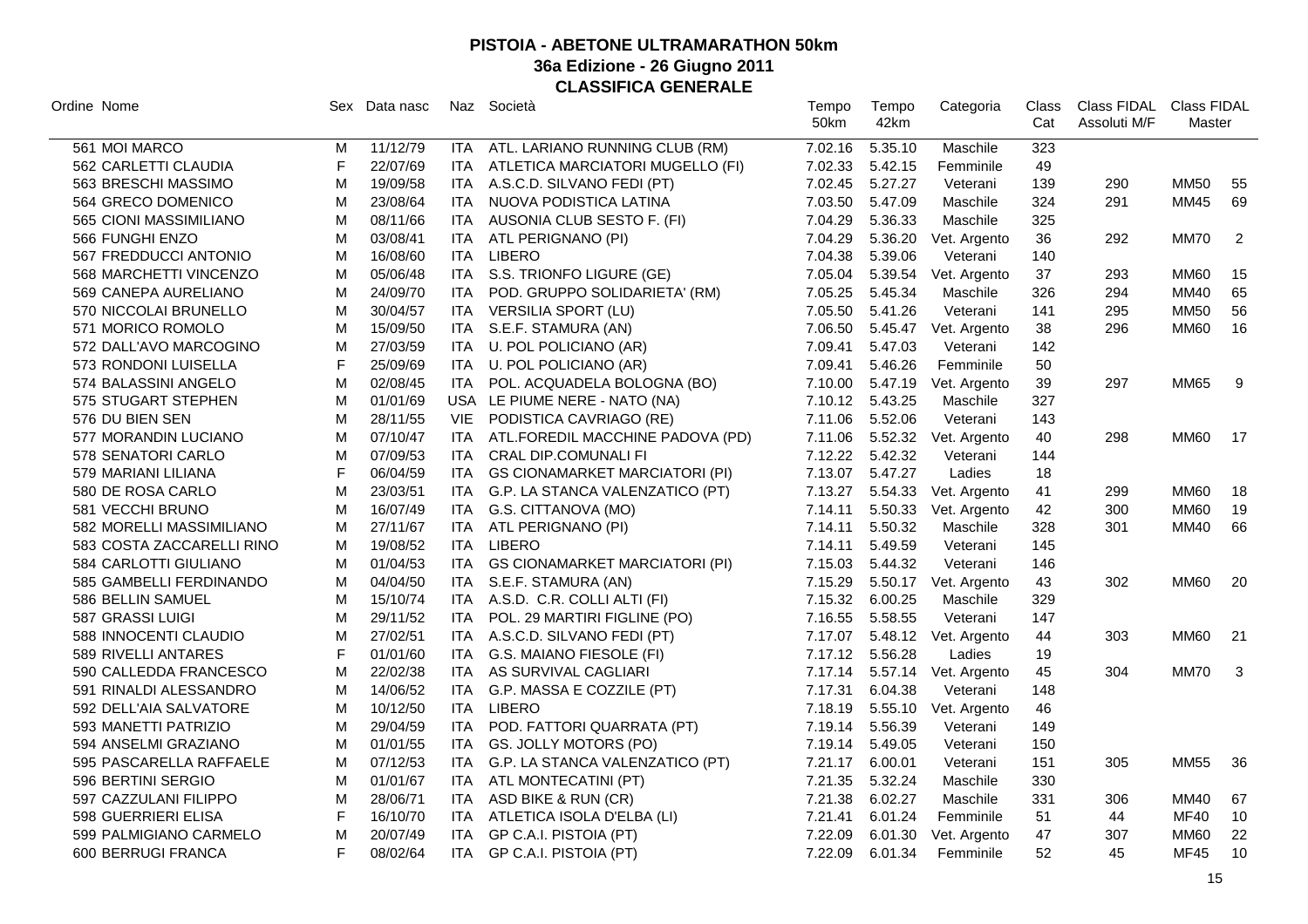# PISTOIA - ABETONE ULTRAMARATHON 50km

## 36a Edizione - 26 Giugno 2011

## CLASSIFICA GENERALE

| Ordine | Nome | Sex | Data nasc | Naz | Società | Tempo 50km | Tempo 42km | Categoria | Class Cat | Class FIDAL Assoluti M/F | Class FIDAL Master | |
|---|---|---|---|---|---|---|---|---|---|---|---|---|
| 561 | MOI MARCO | M | 11/12/79 | ITA | ATL. LARIANO RUNNING CLUB (RM) | 7.02.16 | 5.35.10 | Maschile | 323 | | | |
| 562 | CARLETTI CLAUDIA | F | 22/07/69 | ITA | ATLETICA MARCIATORI MUGELLO (FI) | 7.02.33 | 5.42.15 | Femminile | 49 | | | |
| 563 | BRESCHI MASSIMO | M | 19/09/58 | ITA | A.S.C.D. SILVANO FEDI (PT) | 7.02.45 | 5.27.27 | Veterani | 139 | 290 | MM50 | 55 |
| 564 | GRECO DOMENICO | M | 23/08/64 | ITA | NUOVA PODISTICA LATINA | 7.03.50 | 5.47.09 | Maschile | 324 | 291 | MM45 | 69 |
| 565 | CIONI MASSIMILIANO | M | 08/11/66 | ITA | AUSONIA CLUB SESTO F. (FI) | 7.04.29 | 5.36.33 | Maschile | 325 | | | |
| 566 | FUNGHI ENZO | M | 03/08/41 | ITA | ATL PERIGNANO (PI) | 7.04.29 | 5.36.20 | Vet. Argento | 36 | 292 | MM70 | 2 |
| 567 | FREDDUCCI ANTONIO | M | 16/08/60 | ITA | LIBERO | 7.04.38 | 5.39.06 | Veterani | 140 | | | |
| 568 | MARCHETTI VINCENZO | M | 05/06/48 | ITA | S.S. TRIONFO LIGURE (GE) | 7.05.04 | 5.39.54 | Vet. Argento | 37 | 293 | MM60 | 15 |
| 569 | CANEPA AURELIANO | M | 24/09/70 | ITA | POD. GRUPPO SOLIDARIETA' (RM) | 7.05.25 | 5.45.34 | Maschile | 326 | 294 | MM40 | 65 |
| 570 | NICCOLAI BRUNELLO | M | 30/04/57 | ITA | VERSILIA SPORT (LU) | 7.05.50 | 5.41.26 | Veterani | 141 | 295 | MM50 | 56 |
| 571 | MORICO ROMOLO | M | 15/09/50 | ITA | S.E.F. STAMURA (AN) | 7.06.50 | 5.45.47 | Vet. Argento | 38 | 296 | MM60 | 16 |
| 572 | DALL'AVO MARCOGINO | M | 27/03/59 | ITA | U. POL POLICIANO (AR) | 7.09.41 | 5.47.03 | Veterani | 142 | | | |
| 573 | RONDONI LUISELLA | F | 25/09/69 | ITA | U. POL POLICIANO (AR) | 7.09.41 | 5.46.26 | Femminile | 50 | | | |
| 574 | BALASSINI ANGELO | M | 02/08/45 | ITA | POL. ACQUADELA BOLOGNA (BO) | 7.10.00 | 5.47.19 | Vet. Argento | 39 | 297 | MM65 | 9 |
| 575 | STUGART STEPHEN | M | 01/01/69 | USA | LE PIUME NERE - NATO (NA) | 7.10.12 | 5.43.25 | Maschile | 327 | | | |
| 576 | DU BIEN SEN | M | 28/11/55 | VIE | PODISTICA CAVRIAGO (RE) | 7.11.06 | 5.52.06 | Veterani | 143 | | | |
| 577 | MORANDIN LUCIANO | M | 07/10/47 | ITA | ATL.FOREDIL MACCHINE PADOVA (PD) | 7.11.06 | 5.52.32 | Vet. Argento | 40 | 298 | MM60 | 17 |
| 578 | SENATORI CARLO | M | 07/09/53 | ITA | CRAL DIP.COMUNALI FI | 7.12.22 | 5.42.32 | Veterani | 144 | | | |
| 579 | MARIANI LILIANA | F | 06/04/59 | ITA | GS CIONAMARKET MARCIATORI (PI) | 7.13.07 | 5.47.27 | Ladies | 18 | | | |
| 580 | DE ROSA CARLO | M | 23/03/51 | ITA | G.P. LA STANCA VALENZATICO (PT) | 7.13.27 | 5.54.33 | Vet. Argento | 41 | 299 | MM60 | 18 |
| 581 | VECCHI BRUNO | M | 16/07/49 | ITA | G.S. CITTANOVA (MO) | 7.14.11 | 5.50.33 | Vet. Argento | 42 | 300 | MM60 | 19 |
| 582 | MORELLI MASSIMILIANO | M | 27/11/67 | ITA | ATL PERIGNANO (PI) | 7.14.11 | 5.50.32 | Maschile | 328 | 301 | MM40 | 66 |
| 583 | COSTA ZACCARELLI RINO | M | 19/08/52 | ITA | LIBERO | 7.14.11 | 5.49.59 | Veterani | 145 | | | |
| 584 | CARLOTTI GIULIANO | M | 01/04/53 | ITA | GS CIONAMARKET MARCIATORI (PI) | 7.15.03 | 5.44.32 | Veterani | 146 | | | |
| 585 | GAMBELLI FERDINANDO | M | 04/04/50 | ITA | S.E.F. STAMURA (AN) | 7.15.29 | 5.50.17 | Vet. Argento | 43 | 302 | MM60 | 20 |
| 586 | BELLIN SAMUEL | M | 15/10/74 | ITA | A.S.D. C.R. COLLI ALTI (FI) | 7.15.32 | 6.00.25 | Maschile | 329 | | | |
| 587 | GRASSI LUIGI | M | 29/11/52 | ITA | POL. 29 MARTIRI FIGLINE (PO) | 7.16.55 | 5.58.55 | Veterani | 147 | | | |
| 588 | INNOCENTI CLAUDIO | M | 27/02/51 | ITA | A.S.C.D. SILVANO FEDI (PT) | 7.17.07 | 5.48.12 | Vet. Argento | 44 | 303 | MM60 | 21 |
| 589 | RIVELLI ANTARES | F | 01/01/60 | ITA | G.S. MAIANO FIESOLE (FI) | 7.17.12 | 5.56.28 | Ladies | 19 | | | |
| 590 | CALLEDDA FRANCESCO | M | 22/02/38 | ITA | AS SURVIVAL CAGLIARI | 7.17.14 | 5.57.14 | Vet. Argento | 45 | 304 | MM70 | 3 |
| 591 | RINALDI ALESSANDRO | M | 14/06/52 | ITA | G.P. MASSA E COZZILE (PT) | 7.17.31 | 6.04.38 | Veterani | 148 | | | |
| 592 | DELL'AIA SALVATORE | M | 10/12/50 | ITA | LIBERO | 7.18.19 | 5.55.10 | Vet. Argento | 46 | | | |
| 593 | MANETTI PATRIZIO | M | 29/04/59 | ITA | POD. FATTORI QUARRATA (PT) | 7.19.14 | 5.56.39 | Veterani | 149 | | | |
| 594 | ANSELMI GRAZIANO | M | 01/01/55 | ITA | GS. JOLLY MOTORS (PO) | 7.19.14 | 5.49.05 | Veterani | 150 | | | |
| 595 | PASCARELLA RAFFAELE | M | 07/12/53 | ITA | G.P. LA STANCA VALENZATICO (PT) | 7.21.17 | 6.00.01 | Veterani | 151 | 305 | MM55 | 36 |
| 596 | BERTINI SERGIO | M | 01/01/67 | ITA | ATL MONTECATINI (PT) | 7.21.35 | 5.32.24 | Maschile | 330 | | | |
| 597 | CAZZULANI FILIPPO | M | 28/06/71 | ITA | ASD BIKE & RUN (CR) | 7.21.38 | 6.02.27 | Maschile | 331 | 306 | MM40 | 67 |
| 598 | GUERRIERI ELISA | F | 16/10/70 | ITA | ATLETICA ISOLA D'ELBA (LI) | 7.21.41 | 6.01.24 | Femminile | 51 | 44 | MF40 | 10 |
| 599 | PALMIGIANO CARMELO | M | 20/07/49 | ITA | GP C.A.I. PISTOIA (PT) | 7.22.09 | 6.01.30 | Vet. Argento | 47 | 307 | MM60 | 22 |
| 600 | BERRUGI FRANCA | F | 08/02/64 | ITA | GP C.A.I. PISTOIA (PT) | 7.22.09 | 6.01.34 | Femminile | 52 | 45 | MF45 | 10 |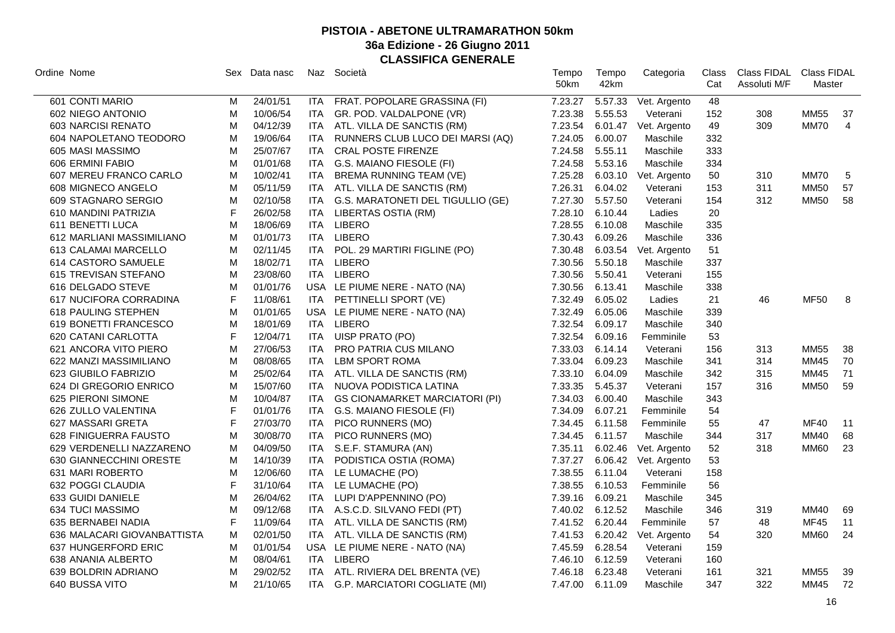# PISTOIA - ABETONE ULTRAMARATHON 50km

## 36a Edizione - 26 Giugno 2011

## CLASSIFICA GENERALE

| Ordine | Nome | Sex | Data nasc | Naz | Società | Tempo 50km | Tempo 42km | Categoria | Class Cat | Class FIDAL Assoluti M/F | Class FIDAL Master | |
|---|---|---|---|---|---|---|---|---|---|---|---|---|
| 601 | CONTI MARIO | M | 24/01/51 | ITA | FRAT. POPOLARE GRASSINA (FI) | 7.23.27 | 5.57.33 | Vet. Argento | 48 | | | |
| 602 | NIEGO ANTONIO | M | 10/06/54 | ITA | GR. POD. VALDALPONE (VR) | 7.23.38 | 5.55.53 | Veterani | 152 | 308 | MM55 | 37 |
| 603 | NARCISI RENATO | M | 04/12/39 | ITA | ATL. VILLA DE SANCTIS (RM) | 7.23.54 | 6.01.47 | Vet. Argento | 49 | 309 | MM70 | 4 |
| 604 | NAPOLETANO TEODORO | M | 19/06/64 | ITA | RUNNERS CLUB LUCO DEI MARSI (AQ) | 7.24.05 | 6.00.07 | Maschile | 332 | | | |
| 605 | MASI MASSIMO | M | 25/07/67 | ITA | CRAL POSTE FIRENZE | 7.24.58 | 5.55.11 | Maschile | 333 | | | |
| 606 | ERMINI FABIO | M | 01/01/68 | ITA | G.S. MAIANO FIESOLE (FI) | 7.24.58 | 5.53.16 | Maschile | 334 | | | |
| 607 | MEREU FRANCO CARLO | M | 10/02/41 | ITA | BREMA RUNNING TEAM (VE) | 7.25.28 | 6.03.10 | Vet. Argento | 50 | 310 | MM70 | 5 |
| 608 | MIGNECO ANGELO | M | 05/11/59 | ITA | ATL. VILLA DE SANCTIS (RM) | 7.26.31 | 6.04.02 | Veterani | 153 | 311 | MM50 | 57 |
| 609 | STAGNARO SERGIO | M | 02/10/58 | ITA | G.S. MARATONETI DEL TIGULLIO (GE) | 7.27.30 | 5.57.50 | Veterani | 154 | 312 | MM50 | 58 |
| 610 | MANDINI PATRIZIA | F | 26/02/58 | ITA | LIBERTAS OSTIA (RM) | 7.28.10 | 6.10.44 | Ladies | 20 | | | |
| 611 | BENETTI LUCA | M | 18/06/69 | ITA | LIBERO | 7.28.55 | 6.10.08 | Maschile | 335 | | | |
| 612 | MARLIANI MASSIMILIANO | M | 01/01/73 | ITA | LIBERO | 7.30.43 | 6.09.26 | Maschile | 336 | | | |
| 613 | CALAMAI MARCELLO | M | 02/11/45 | ITA | POL. 29 MARTIRI FIGLINE (PO) | 7.30.48 | 6.03.54 | Vet. Argento | 51 | | | |
| 614 | CASTORO SAMUELE | M | 18/02/71 | ITA | LIBERO | 7.30.56 | 5.50.18 | Maschile | 337 | | | |
| 615 | TREVISAN STEFANO | M | 23/08/60 | ITA | LIBERO | 7.30.56 | 5.50.41 | Veterani | 155 | | | |
| 616 | DELGADO STEVE | M | 01/01/76 | USA | LE PIUME NERE - NATO (NA) | 7.30.56 | 6.13.41 | Maschile | 338 | | | |
| 617 | NUCIFORA CORRADINA | F | 11/08/61 | ITA | PETTINELLI SPORT (VE) | 7.32.49 | 6.05.02 | Ladies | 21 | 46 | MF50 | 8 |
| 618 | PAULING STEPHEN | M | 01/01/65 | USA | LE PIUME NERE - NATO (NA) | 7.32.49 | 6.05.06 | Maschile | 339 | | | |
| 619 | BONETTI FRANCESCO | M | 18/01/69 | ITA | LIBERO | 7.32.54 | 6.09.17 | Maschile | 340 | | | |
| 620 | CATANI CARLOTTA | F | 12/04/71 | ITA | UISP PRATO (PO) | 7.32.54 | 6.09.16 | Femminile | 53 | | | |
| 621 | ANCORA VITO PIERO | M | 27/06/53 | ITA | PRO PATRIA CUS MILANO | 7.33.03 | 6.14.14 | Veterani | 156 | 313 | MM55 | 38 |
| 622 | MANZI MASSIMILIANO | M | 08/08/65 | ITA | LBM SPORT ROMA | 7.33.04 | 6.09.23 | Maschile | 341 | 314 | MM45 | 70 |
| 623 | GIUBILO FABRIZIO | M | 25/02/64 | ITA | ATL. VILLA DE SANCTIS (RM) | 7.33.10 | 6.04.09 | Maschile | 342 | 315 | MM45 | 71 |
| 624 | DI GREGORIO ENRICO | M | 15/07/60 | ITA | NUOVA PODISTICA LATINA | 7.33.35 | 5.45.37 | Veterani | 157 | 316 | MM50 | 59 |
| 625 | PIERONI SIMONE | M | 10/04/87 | ITA | GS CIONAMARKET MARCIATORI (PI) | 7.34.03 | 6.00.40 | Maschile | 343 | | | |
| 626 | ZULLO VALENTINA | F | 01/01/76 | ITA | G.S. MAIANO FIESOLE (FI) | 7.34.09 | 6.07.21 | Femminile | 54 | | | |
| 627 | MASSARI GRETA | F | 27/03/70 | ITA | PICO RUNNERS (MO) | 7.34.45 | 6.11.58 | Femminile | 55 | 47 | MF40 | 11 |
| 628 | FINIGUERRA FAUSTO | M | 30/08/70 | ITA | PICO RUNNERS (MO) | 7.34.45 | 6.11.57 | Maschile | 344 | 317 | MM40 | 68 |
| 629 | VERDENELLI NAZZARENO | M | 04/09/50 | ITA | S.E.F. STAMURA (AN) | 7.35.11 | 6.02.46 | Vet. Argento | 52 | 318 | MM60 | 23 |
| 630 | GIANNECCHINI ORESTE | M | 14/10/39 | ITA | PODISTICA OSTIA (ROMA) | 7.37.27 | 6.06.42 | Vet. Argento | 53 | | | |
| 631 | MARI ROBERTO | M | 12/06/60 | ITA | LE LUMACHE (PO) | 7.38.55 | 6.11.04 | Veterani | 158 | | | |
| 632 | POGGI CLAUDIA | F | 31/10/64 | ITA | LE LUMACHE (PO) | 7.38.55 | 6.10.53 | Femminile | 56 | | | |
| 633 | GUIDI DANIELE | M | 26/04/62 | ITA | LUPI D'APPENNINO (PO) | 7.39.16 | 6.09.21 | Maschile | 345 | | | |
| 634 | TUCI MASSIMO | M | 09/12/68 | ITA | A.S.C.D. SILVANO FEDI (PT) | 7.40.02 | 6.12.52 | Maschile | 346 | 319 | MM40 | 69 |
| 635 | BERNABEI NADIA | F | 11/09/64 | ITA | ATL. VILLA DE SANCTIS (RM) | 7.41.52 | 6.20.44 | Femminile | 57 | 48 | MF45 | 11 |
| 636 | MALACARI GIOVANBATTISTA | M | 02/01/50 | ITA | ATL. VILLA DE SANCTIS (RM) | 7.41.53 | 6.20.42 | Vet. Argento | 54 | 320 | MM60 | 24 |
| 637 | HUNGERFORD ERIC | M | 01/01/54 | USA | LE PIUME NERE - NATO (NA) | 7.45.59 | 6.28.54 | Veterani | 159 | | | |
| 638 | ANANIA ALBERTO | M | 08/04/61 | ITA | LIBERO | 7.46.10 | 6.12.59 | Veterani | 160 | | | |
| 639 | BOLDRIN ADRIANO | M | 29/02/52 | ITA | ATL. RIVIERA DEL BRENTA (VE) | 7.46.18 | 6.23.48 | Veterani | 161 | 321 | MM55 | 39 |
| 640 | BUSSA VITO | M | 21/10/65 | ITA | G.P. MARCIATORI COGLIATE (MI) | 7.47.00 | 6.11.09 | Maschile | 347 | 322 | MM45 | 72 |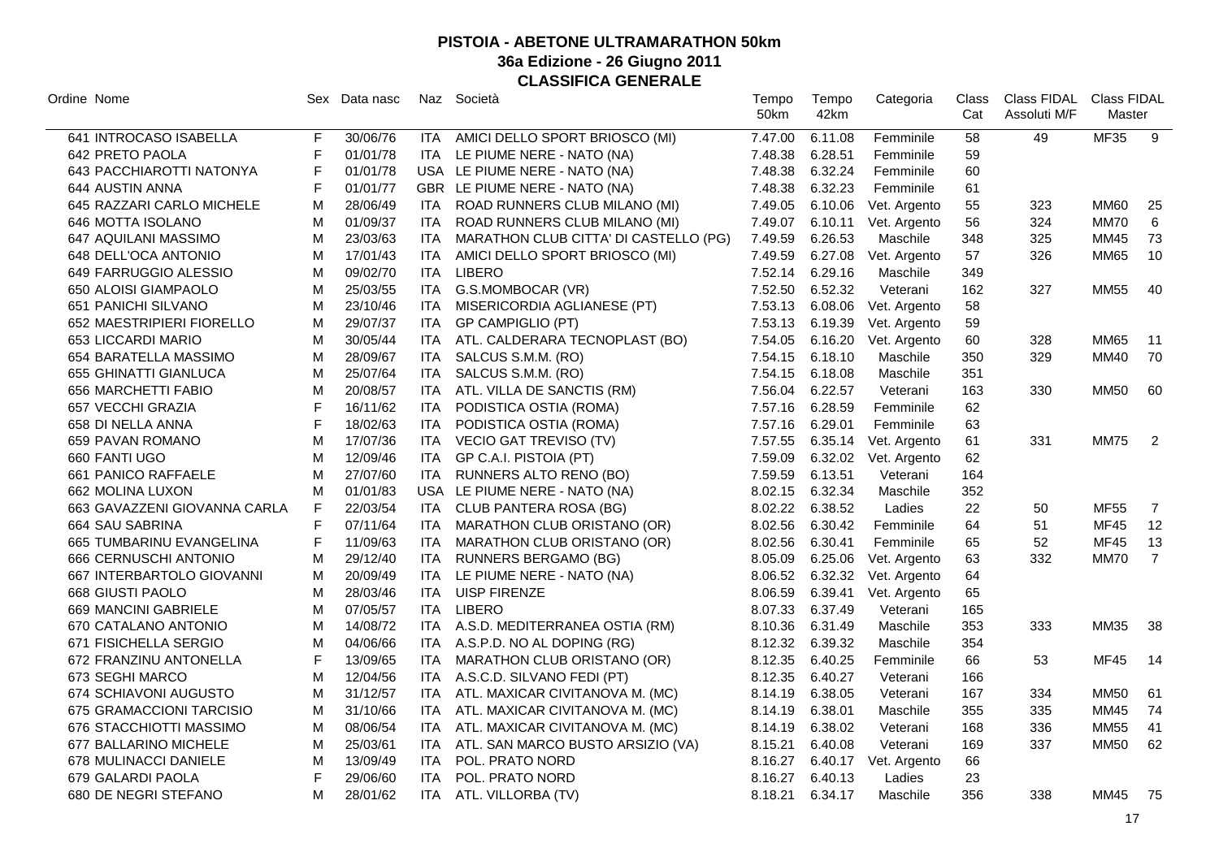# PISTOIA - ABETONE ULTRAMARATHON 50km

## 36a Edizione - 26 Giugno 2011

## CLASSIFICA GENERALE

| Ordine | Nome | Sex | Data nasc | Naz | Società | Tempo 50km | Tempo 42km | Categoria | Class Cat | Class FIDAL Assoluti M/F | Class FIDAL Master | |
|---|---|---|---|---|---|---|---|---|---|---|---|---|
| 641 | INTROCASO ISABELLA | F | 30/06/76 | ITA | AMICI DELLO SPORT BRIOSCO (MI) | 7.47.00 | 6.11.08 | Femminile | 58 | 49 | MF35 | 9 |
| 642 | PRETO PAOLA | F | 01/01/78 | ITA | LE PIUME NERE - NATO (NA) | 7.48.38 | 6.28.51 | Femminile | 59 | | | |
| 643 | PACCHIAROTTI NATONYA | F | 01/01/78 | USA | LE PIUME NERE - NATO (NA) | 7.48.38 | 6.32.24 | Femminile | 60 | | | |
| 644 | AUSTIN ANNA | F | 01/01/77 | GBR | LE PIUME NERE - NATO (NA) | 7.48.38 | 6.32.23 | Femminile | 61 | | | |
| 645 | RAZZARI CARLO MICHELE | M | 28/06/49 | ITA | ROAD RUNNERS CLUB MILANO (MI) | 7.49.05 | 6.10.06 | Vet. Argento | 55 | 323 | MM60 | 25 |
| 646 | MOTTA ISOLANO | M | 01/09/37 | ITA | ROAD RUNNERS CLUB MILANO (MI) | 7.49.07 | 6.10.11 | Vet. Argento | 56 | 324 | MM70 | 6 |
| 647 | AQUILANI MASSIMO | M | 23/03/63 | ITA | MARATHON CLUB CITTA' DI CASTELLO (PG) | 7.49.59 | 6.26.53 | Maschile | 348 | 325 | MM45 | 73 |
| 648 | DELL'OCA ANTONIO | M | 17/01/43 | ITA | AMICI DELLO SPORT BRIOSCO (MI) | 7.49.59 | 6.27.08 | Vet. Argento | 57 | 326 | MM65 | 10 |
| 649 | FARRUGGIO ALESSIO | M | 09/02/70 | ITA | LIBERO | 7.52.14 | 6.29.16 | Maschile | 349 | | | |
| 650 | ALOISI GIAMPAOLO | M | 25/03/55 | ITA | G.S.MOMBOCAR (VR) | 7.52.50 | 6.52.32 | Veterani | 162 | 327 | MM55 | 40 |
| 651 | PANICHI SILVANO | M | 23/10/46 | ITA | MISERICORDIA AGLIANESE (PT) | 7.53.13 | 6.08.06 | Vet. Argento | 58 | | | |
| 652 | MAESTRIPIERI FIORELLO | M | 29/07/37 | ITA | GP CAMPIGLIO (PT) | 7.53.13 | 6.19.39 | Vet. Argento | 59 | | | |
| 653 | LICCARDI MARIO | M | 30/05/44 | ITA | ATL. CALDERARA TECNOPLAST (BO) | 7.54.05 | 6.16.20 | Vet. Argento | 60 | 328 | MM65 | 11 |
| 654 | BARATELLA MASSIMO | M | 28/09/67 | ITA | SALCUS S.M.M. (RO) | 7.54.15 | 6.18.10 | Maschile | 350 | 329 | MM40 | 70 |
| 655 | GHINATTI GIANLUCA | M | 25/07/64 | ITA | SALCUS S.M.M. (RO) | 7.54.15 | 6.18.08 | Maschile | 351 | | | |
| 656 | MARCHETTI FABIO | M | 20/08/57 | ITA | ATL. VILLA DE SANCTIS (RM) | 7.56.04 | 6.22.57 | Veterani | 163 | 330 | MM50 | 60 |
| 657 | VECCHI GRAZIA | F | 16/11/62 | ITA | PODISTICA OSTIA (ROMA) | 7.57.16 | 6.28.59 | Femminile | 62 | | | |
| 658 | DI NELLA ANNA | F | 18/02/63 | ITA | PODISTICA OSTIA (ROMA) | 7.57.16 | 6.29.01 | Femminile | 63 | | | |
| 659 | PAVAN ROMANO | M | 17/07/36 | ITA | VECIO GAT TREVISO (TV) | 7.57.55 | 6.35.14 | Vet. Argento | 61 | 331 | MM75 | 2 |
| 660 | FANTI UGO | M | 12/09/46 | ITA | GP C.A.I. PISTOIA (PT) | 7.59.09 | 6.32.02 | Vet. Argento | 62 | | | |
| 661 | PANICO RAFFAELE | M | 27/07/60 | ITA | RUNNERS ALTO RENO (BO) | 7.59.59 | 6.13.51 | Veterani | 164 | | | |
| 662 | MOLINA LUXON | M | 01/01/83 | USA | LE PIUME NERE - NATO (NA) | 8.02.15 | 6.32.34 | Maschile | 352 | | | |
| 663 | GAVAZZENI GIOVANNA CARLA | F | 22/03/54 | ITA | CLUB PANTERA ROSA (BG) | 8.02.22 | 6.38.52 | Ladies | 22 | 50 | MF55 | 7 |
| 664 | SAU SABRINA | F | 07/11/64 | ITA | MARATHON CLUB ORISTANO (OR) | 8.02.56 | 6.30.42 | Femminile | 64 | 51 | MF45 | 12 |
| 665 | TUMBARINU EVANGELINA | F | 11/09/63 | ITA | MARATHON CLUB ORISTANO (OR) | 8.02.56 | 6.30.41 | Femminile | 65 | 52 | MF45 | 13 |
| 666 | CERNUSCHI ANTONIO | M | 29/12/40 | ITA | RUNNERS BERGAMO (BG) | 8.05.09 | 6.25.06 | Vet. Argento | 63 | 332 | MM70 | 7 |
| 667 | INTERBARTOLO GIOVANNI | M | 20/09/49 | ITA | LE PIUME NERE - NATO (NA) | 8.06.52 | 6.32.32 | Vet. Argento | 64 | | | |
| 668 | GIUSTI PAOLO | M | 28/03/46 | ITA | UISP FIRENZE | 8.06.59 | 6.39.41 | Vet. Argento | 65 | | | |
| 669 | MANCINI GABRIELE | M | 07/05/57 | ITA | LIBERO | 8.07.33 | 6.37.49 | Veterani | 165 | | | |
| 670 | CATALANO ANTONIO | M | 14/08/72 | ITA | A.S.D. MEDITERRANEA OSTIA (RM) | 8.10.36 | 6.31.49 | Maschile | 353 | 333 | MM35 | 38 |
| 671 | FISICHELLA SERGIO | M | 04/06/66 | ITA | A.S.P.D. NO AL DOPING (RG) | 8.12.32 | 6.39.32 | Maschile | 354 | | | |
| 672 | FRANZINU ANTONELLA | F | 13/09/65 | ITA | MARATHON CLUB ORISTANO (OR) | 8.12.35 | 6.40.25 | Femminile | 66 | 53 | MF45 | 14 |
| 673 | SEGHI MARCO | M | 12/04/56 | ITA | A.S.C.D. SILVANO FEDI (PT) | 8.12.35 | 6.40.27 | Veterani | 166 | | | |
| 674 | SCHIAVONI AUGUSTO | M | 31/12/57 | ITA | ATL. MAXICAR CIVITANOVA M. (MC) | 8.14.19 | 6.38.05 | Veterani | 167 | 334 | MM50 | 61 |
| 675 | GRAMACCIONI TARCISIO | M | 31/10/66 | ITA | ATL. MAXICAR CIVITANOVA M. (MC) | 8.14.19 | 6.38.01 | Maschile | 355 | 335 | MM45 | 74 |
| 676 | STACCHIOTTI MASSIMO | M | 08/06/54 | ITA | ATL. MAXICAR CIVITANOVA M. (MC) | 8.14.19 | 6.38.02 | Veterani | 168 | 336 | MM55 | 41 |
| 677 | BALLARINO MICHELE | M | 25/03/61 | ITA | ATL. SAN MARCO BUSTO ARSIZIO (VA) | 8.15.21 | 6.40.08 | Veterani | 169 | 337 | MM50 | 62 |
| 678 | MULINACCI DANIELE | M | 13/09/49 | ITA | POL. PRATO NORD | 8.16.27 | 6.40.17 | Vet. Argento | 66 | | | |
| 679 | GALARDI PAOLA | F | 29/06/60 | ITA | POL. PRATO NORD | 8.16.27 | 6.40.13 | Ladies | 23 | | | |
| 680 | DE NEGRI STEFANO | M | 28/01/62 | ITA | ATL. VILLORBA (TV) | 8.18.21 | 6.34.17 | Maschile | 356 | 338 | MM45 | 75 |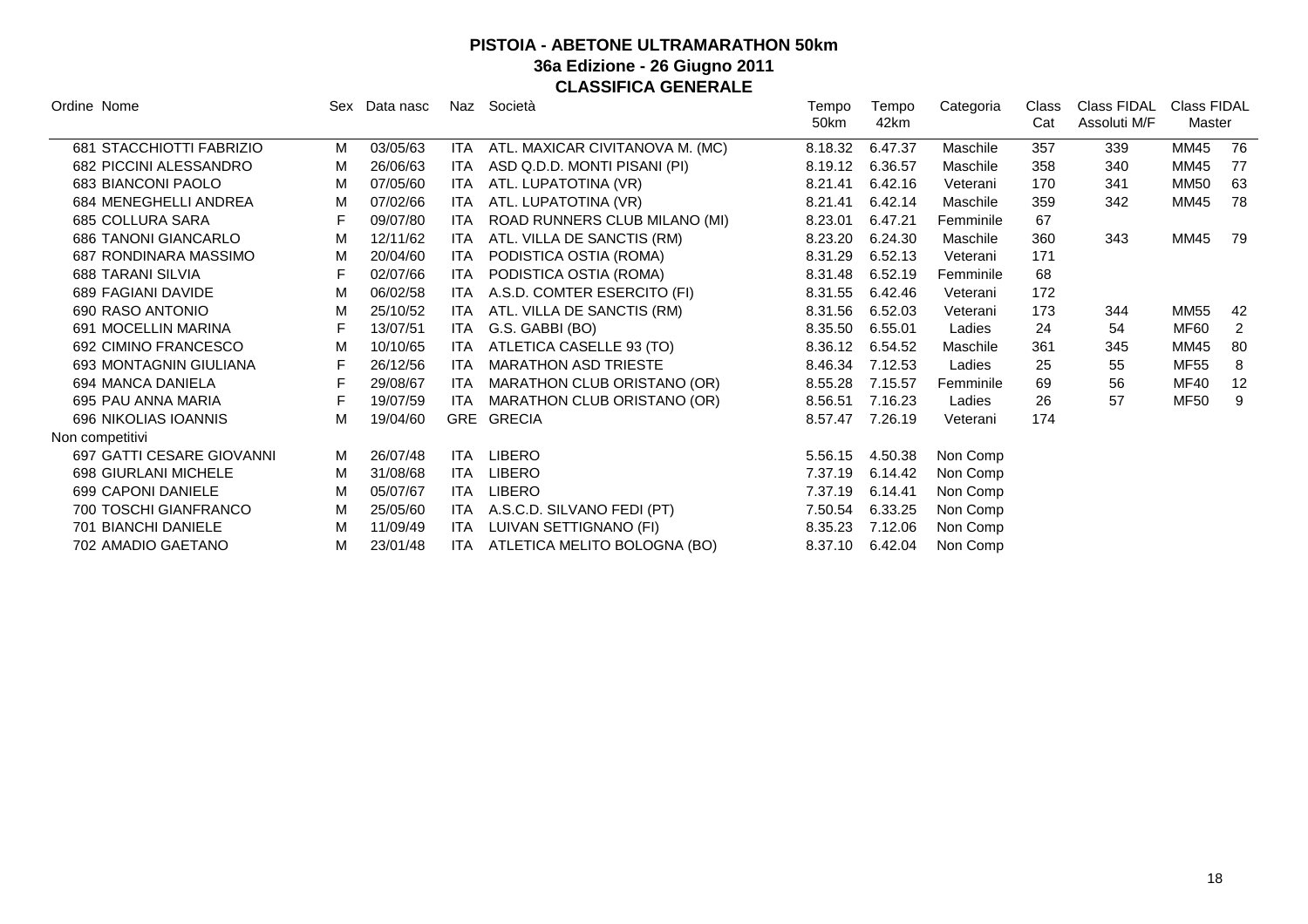# PISTOIA - ABETONE ULTRAMARATHON 50km

## 36a Edizione - 26 Giugno 2011

## CLASSIFICA GENERALE

| Ordine | Nome | Sex | Data nasc | Naz | Società | Tempo 50km | Tempo 42km | Categoria | Class Cat | Class FIDAL Assoluti M/F | Class FIDAL Master | |
|---|---|---|---|---|---|---|---|---|---|---|---|---|
| 681 | STACCHIOTTI FABRIZIO | M | 03/05/63 | ITA | ATL. MAXICAR CIVITANOVA M. (MC) | 8.18.32 | 6.47.37 | Maschile | 357 | 339 | MM45 | 76 |
| 682 | PICCINI ALESSANDRO | M | 26/06/63 | ITA | ASD Q.D.D. MONTI PISANI (PI) | 8.19.12 | 6.36.57 | Maschile | 358 | 340 | MM45 | 77 |
| 683 | BIANCONI PAOLO | M | 07/05/60 | ITA | ATL. LUPATOTINA (VR) | 8.21.41 | 6.42.16 | Veterani | 170 | 341 | MM50 | 63 |
| 684 | MENEGHELLI ANDREA | M | 07/02/66 | ITA | ATL. LUPATOTINA (VR) | 8.21.41 | 6.42.14 | Maschile | 359 | 342 | MM45 | 78 |
| 685 | COLLURA SARA | F | 09/07/80 | ITA | ROAD RUNNERS CLUB MILANO (MI) | 8.23.01 | 6.47.21 | Femminile | 67 | | | |
| 686 | TANONI GIANCARLO | M | 12/11/62 | ITA | ATL. VILLA DE SANCTIS (RM) | 8.23.20 | 6.24.30 | Maschile | 360 | 343 | MM45 | 79 |
| 687 | RONDINARA MASSIMO | M | 20/04/60 | ITA | PODISTICA OSTIA (ROMA) | 8.31.29 | 6.52.13 | Veterani | 171 | | | |
| 688 | TARANI SILVIA | F | 02/07/66 | ITA | PODISTICA OSTIA (ROMA) | 8.31.48 | 6.52.19 | Femminile | 68 | | | |
| 689 | FAGIANI DAVIDE | M | 06/02/58 | ITA | A.S.D. COMTER ESERCITO (FI) | 8.31.55 | 6.42.46 | Veterani | 172 | | | |
| 690 | RASO ANTONIO | M | 25/10/52 | ITA | ATL. VILLA DE SANCTIS (RM) | 8.31.56 | 6.52.03 | Veterani | 173 | 344 | MM55 | 42 |
| 691 | MOCELLIN MARINA | F | 13/07/51 | ITA | G.S. GABBI (BO) | 8.35.50 | 6.55.01 | Ladies | 24 | 54 | MF60 | 2 |
| 692 | CIMINO FRANCESCO | M | 10/10/65 | ITA | ATLETICA CASELLE 93 (TO) | 8.36.12 | 6.54.52 | Maschile | 361 | 345 | MM45 | 80 |
| 693 | MONTAGNIN GIULIANA | F | 26/12/56 | ITA | MARATHON ASD TRIESTE | 8.46.34 | 7.12.53 | Ladies | 25 | 55 | MF55 | 8 |
| 694 | MANCA DANIELA | F | 29/08/67 | ITA | MARATHON CLUB ORISTANO (OR) | 8.55.28 | 7.15.57 | Femminile | 69 | 56 | MF40 | 12 |
| 695 | PAU ANNA MARIA | F | 19/07/59 | ITA | MARATHON CLUB ORISTANO (OR) | 8.56.51 | 7.16.23 | Ladies | 26 | 57 | MF50 | 9 |
| 696 | NIKOLIAS IOANNIS | M | 19/04/60 | GRE | GRECIA | 8.57.47 | 7.26.19 | Veterani | 174 | | | |
| Non competitivi | | | | | | | | | | | | |
| 697 | GATTI CESARE GIOVANNI | M | 26/07/48 | ITA | LIBERO | 5.56.15 | 4.50.38 | Non Comp | | | | |
| 698 | GIURLANI MICHELE | M | 31/08/68 | ITA | LIBERO | 7.37.19 | 6.14.42 | Non Comp | | | | |
| 699 | CAPONI DANIELE | M | 05/07/67 | ITA | LIBERO | 7.37.19 | 6.14.41 | Non Comp | | | | |
| 700 | TOSCHI GIANFRANCO | M | 25/05/60 | ITA | A.S.C.D. SILVANO FEDI (PT) | 7.50.54 | 6.33.25 | Non Comp | | | | |
| 701 | BIANCHI DANIELE | M | 11/09/49 | ITA | LUIVAN SETTIGNANO (FI) | 8.35.23 | 7.12.06 | Non Comp | | | | |
| 702 | AMADIO GAETANO | M | 23/01/48 | ITA | ATLETICA MELITO BOLOGNA (BO) | 8.37.10 | 6.42.04 | Non Comp | | | | |